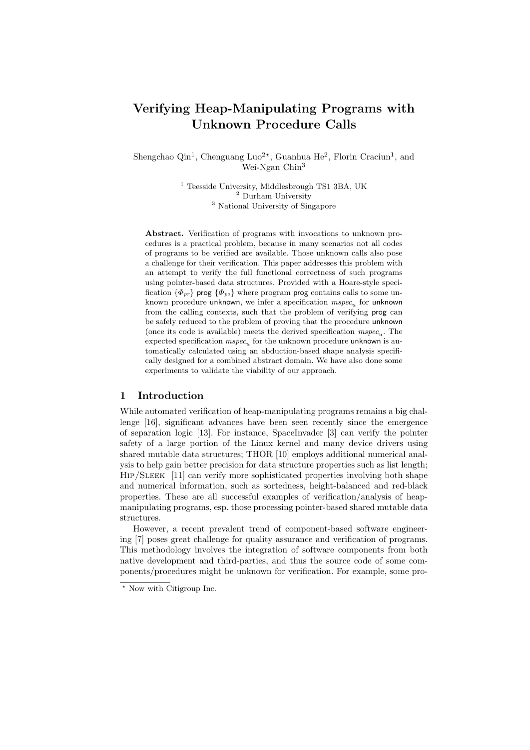# Verifying Heap-Manipulating Programs with Unknown Procedure Calls

Shengchao Qin[1], Chenguang Luo[2⋆], Guanhua He[2], Florin Craciun[1], and Wei-Ngan Chin[3]

[1] Teesside University, Middlesbrough TS1 3BA, UK
[2] Durham University
[3] National University of Singapore

**Abstract.** Verification of programs with invocations to unknown procedures is a practical problem, because in many scenarios not all codes of programs to be verified are available. Those unknown calls also pose a challenge for their verification. This paper addresses this problem with an attempt to verify the full functional correctness of such programs using pointer-based data structures. Provided with a Hoare-style specification $\{\Phi_{pr}\}$ prog $\{\Phi_{po}\}$ where program prog contains calls to some unknown procedure unknown, we infer a specification $mspec_u$ for unknown from the calling contexts, such that the problem of verifying prog can be safely reduced to the problem of proving that the procedure unknown (once its code is available) meets the derived specification $mspec_u$. The expected specification $mspec_u$ for the unknown procedure unknown is automatically calculated using an abduction-based shape analysis specifically designed for a combined abstract domain. We have also done some experiments to validate the viability of our approach.

## 1 Introduction

While automated verification of heap-manipulating programs remains a big challenge [16], significant advances have been seen recently since the emergence of separation logic [13]. For instance, SpaceInvader [3] can verify the pointer safety of a large portion of the Linux kernel and many device drivers using shared mutable data structures; THOR [10] employs additional numerical analysis to help gain better precision for data structure properties such as list length; Hip/Sleek [11] can verify more sophisticated properties involving both shape and numerical information, such as sortedness, height-balanced and red-black properties. These are all successful examples of verification/analysis of heap-manipulating programs, esp. those processing pointer-based shared mutable data structures.

However, a recent prevalent trend of component-based software engineering [7] poses great challenge for quality assurance and verification of programs. This methodology involves the integration of software components from both native development and third-parties, and thus the source code of some components/procedures might be unknown for verification. For example, some pro-

⋆ Now with Citigroup Inc.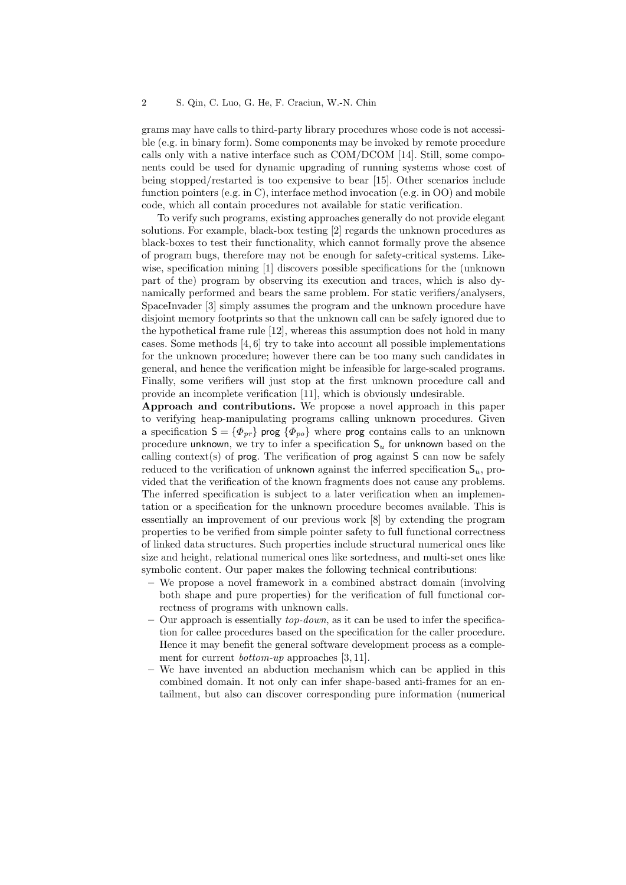grams may have calls to third-party library procedures whose code is not accessible (e.g. in binary form). Some components may be invoked by remote procedure calls only with a native interface such as COM/DCOM [14]. Still, some components could be used for dynamic upgrading of running systems whose cost of being stopped/restarted is too expensive to bear [15]. Other scenarios include function pointers (e.g. in C), interface method invocation (e.g. in OO) and mobile code, which all contain procedures not available for static verification.

To verify such programs, existing approaches generally do not provide elegant solutions. For example, black-box testing [2] regards the unknown procedures as black-boxes to test their functionality, which cannot formally prove the absence of program bugs, therefore may not be enough for safety-critical systems. Likewise, specification mining [1] discovers possible specifications for the (unknown part of the) program by observing its execution and traces, which is also dynamically performed and bears the same problem. For static verifiers/analysers, SpaceInvader [3] simply assumes the program and the unknown procedure have disjoint memory footprints so that the unknown call can be safely ignored due to the hypothetical frame rule [12], whereas this assumption does not hold in many cases. Some methods [4, 6] try to take into account all possible implementations for the unknown procedure; however there can be too many such candidates in general, and hence the verification might be infeasible for large-scaled programs. Finally, some verifiers will just stop at the first unknown procedure call and provide an incomplete verification [11], which is obviously undesirable.

**Approach and contributions.** We propose a novel approach in this paper to verifying heap-manipulating programs calling unknown procedures. Given a specification $\mathsf{S} = \{\Phi_{pr}\}$ $\mathsf{prog}$ $\{\Phi_{po}\}$ where $\mathsf{prog}$ contains calls to an unknown procedure $\mathsf{unknown}$, we try to infer a specification $\mathsf{S}_u$ for $\mathsf{unknown}$ based on the calling context(s) of $\mathsf{prog}$. The verification of $\mathsf{prog}$ against $\mathsf{S}$ can now be safely reduced to the verification of $\mathsf{unknown}$ against the inferred specification $\mathsf{S}_u$, provided that the verification of the known fragments does not cause any problems. The inferred specification is subject to a later verification when an implementation or a specification for the unknown procedure becomes available. This is essentially an improvement of our previous work [8] by extending the program properties to be verified from simple pointer safety to full functional correctness of linked data structures. Such properties include structural numerical ones like size and height, relational numerical ones like sortedness, and multi-set ones like symbolic content. Our paper makes the following technical contributions:

- We propose a novel framework in a combined abstract domain (involving both shape and pure properties) for the verification of full functional correctness of programs with unknown calls.
- Our approach is essentially *top-down*, as it can be used to infer the specification for callee procedures based on the specification for the caller procedure. Hence it may benefit the general software development process as a complement for current *bottom-up* approaches [3, 11].
- We have invented an abduction mechanism which can be applied in this combined domain. It not only can infer shape-based anti-frames for an entailment, but also can discover corresponding pure information (numerical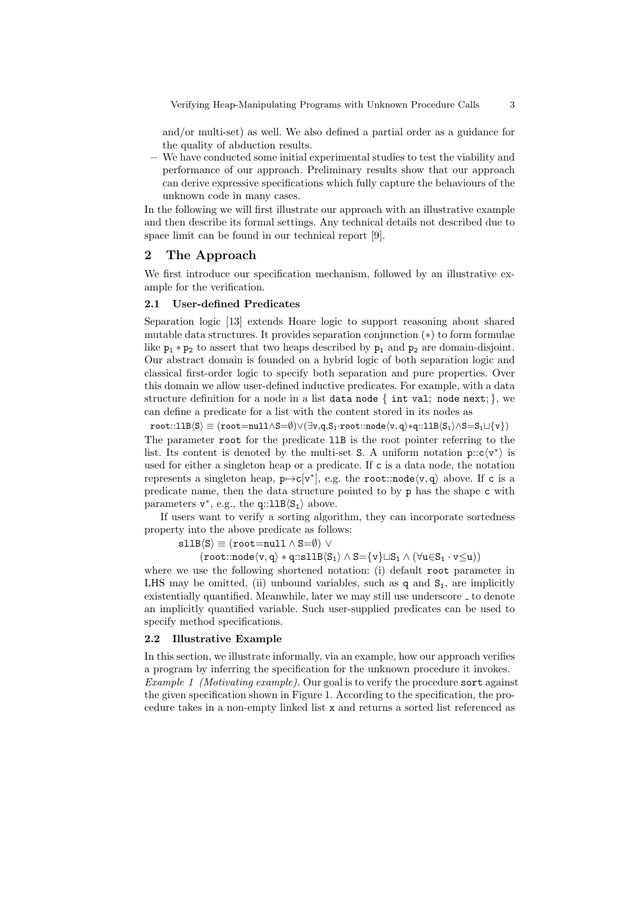and/or multi-set) as well. We also defined a partial order as a guidance for the quality of abduction results.

- We have conducted some initial experimental studies to test the viability and performance of our approach. Preliminary results show that our approach can derive expressive specifications which fully capture the behaviours of the unknown code in many cases.

In the following we will first illustrate our approach with an illustrative example and then describe its formal settings. Any technical details not described due to space limit can be found in our technical report [9].

## 2 The Approach

We first introduce our specification mechanism, followed by an illustrative example for the verification.

### 2.1 User-defined Predicates

Separation logic [13] extends Hoare logic to support reasoning about shared mutable data structures. It provides separation conjunction ($*$) to form formulae like $\mathtt{p_1} * \mathtt{p_2}$ to assert that two heaps described by $\mathtt{p_1}$ and $\mathtt{p_2}$ are domain-disjoint. Our abstract domain is founded on a hybrid logic of both separation logic and classical first-order logic to specify both separation and pure properties. Over this domain we allow user-defined inductive predicates. For example, with a data structure definition for a node in a list `data node { int val; node next; }`, we can define a predicate for a list with the content stored in its nodes as

$$\mathtt{root}{::}\mathtt{llB}\langle \mathtt{S}\rangle \equiv (\mathtt{root}{=}\mathtt{null} \wedge \mathtt{S}{=}\emptyset) \vee (\exists \mathtt{v}, \mathtt{q}, \mathtt{S_1} \cdot \mathtt{root}{::}\mathtt{node}\langle \mathtt{v}, \mathtt{q}\rangle * \mathtt{q}{::}\mathtt{llB}\langle \mathtt{S_1}\rangle \wedge \mathtt{S}{=}\mathtt{S_1} \sqcup \{\mathtt{v}\})$$

The parameter `root` for the predicate `llB` is the root pointer referring to the list. Its content is denoted by the multi-set `S`. A uniform notation $\mathtt{p}{::}\mathtt{c}\langle \mathtt{v}^* \rangle$ is used for either a singleton heap or a predicate. If `c` is a data node, the notation represents a singleton heap, $\mathtt{p} \mapsto \mathtt{c}[\mathtt{v}^*]$, e.g. the $\mathtt{root}{::}\mathtt{node}\langle \mathtt{v}, \mathtt{q}\rangle$ above. If `c` is a predicate name, then the data structure pointed to by `p` has the shape `c` with parameters $\mathtt{v}^*$, e.g., the $\mathtt{q}{::}\mathtt{llB}\langle \mathtt{S_1}\rangle$ above.

If users want to verify a sorting algorithm, they can incorporate sortedness property into the above predicate as follows:

$$\begin{array}{l} \mathtt{sllB}\langle \mathtt{S}\rangle \equiv (\mathtt{root}{=}\mathtt{null} \wedge \mathtt{S}{=}\emptyset) \vee \\ \quad (\mathtt{root}{::}\mathtt{node}\langle \mathtt{v}, \mathtt{q}\rangle * \mathtt{q}{::}\mathtt{sllB}\langle \mathtt{S_1}\rangle \wedge \mathtt{S}{=}\{\mathtt{v}\} \sqcup \mathtt{S_1} \wedge (\forall \mathtt{u} {\in} \mathtt{S_1} \cdot \mathtt{v} {\leq} \mathtt{u})) \end{array}$$

where we use the following shortened notation: (i) default `root` parameter in LHS may be omitted, (ii) unbound variables, such as `q` and $\mathtt{S_1}$, are implicitly existentially quantified. Meanwhile, later we may still use underscore _ to denote an implicitly quantified variable. Such user-supplied predicates can be used to specify method specifications.

### 2.2 Illustrative Example

In this section, we illustrate informally, via an example, how our approach verifies a program by inferring the specification for the unknown procedure it invokes.

*Example 1 (Motivating example).* Our goal is to verify the procedure `sort` against the given specification shown in Figure 1. According to the specification, the procedure takes in a non-empty linked list `x` and returns a sorted list referenced as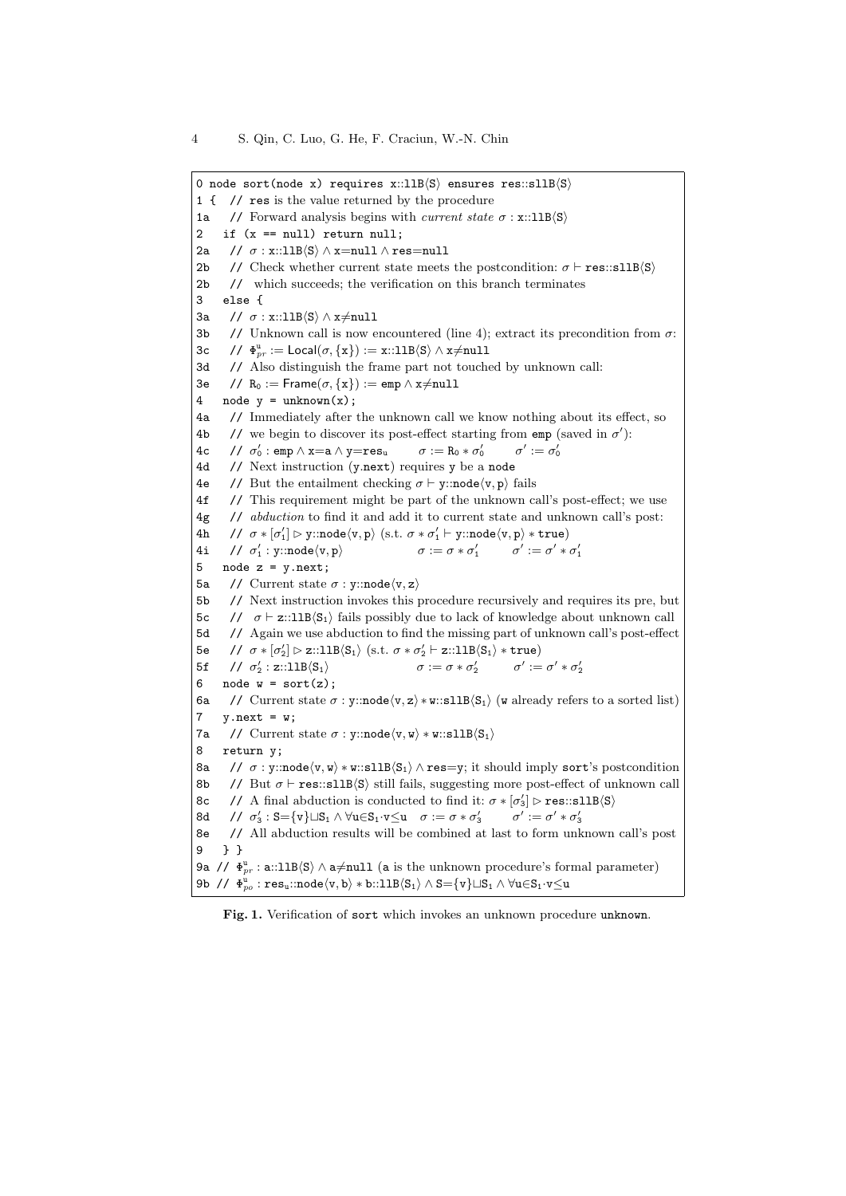```
0 node sort(node x) requires x::llB⟨S⟩ ensures res::sllB⟨S⟩
1 {  // res is the value returned by the procedure
1a   // Forward analysis begins with current state σ : x::llB⟨S⟩
2    if (x == null) return null;
2a   // σ : x::llB⟨S⟩ ∧ x=null ∧ res=null
2b   // Check whether current state meets the postcondition: σ ⊢ res::sllB⟨S⟩
2b   //  which succeeds; the verification on this branch terminates
3    else {
3a   // σ : x::llB⟨S⟩ ∧ x≠null
3b   // Unknown call is now encountered (line 4); extract its precondition from σ:
3c   // Φ^u_pr := Local(σ, {x}) := x::llB⟨S⟩ ∧ x≠null
3d   // Also distinguish the frame part not touched by unknown call:
3e   // R_0 := Frame(σ, {x}) := emp ∧ x≠null
4    node y = unknown(x);
4a   // Immediately after the unknown call we know nothing about its effect, so
4b   // we begin to discover its post-effect starting from emp (saved in σ'):
4c   // σ'_0 : emp ∧ x=a ∧ y=res_u      σ := R_0 * σ'_0      σ' := σ'_0
4d   // Next instruction (y.next) requires y be a node
4e   // But the entailment checking σ ⊢ y::node⟨v, p⟩ fails
4f   // This requirement might be part of the unknown call's post-effect; we use
4g   // abduction to find it and add it to current state and unknown call's post:
4h   // σ * [σ'_1] ▷ y::node⟨v, p⟩ (s.t. σ * σ'_1 ⊢ y::node⟨v, p⟩ * true)
4i   // σ'_1 : y::node⟨v, p⟩              σ := σ * σ'_1      σ' := σ' * σ'_1
5    node z = y.next;
5a   // Current state σ : y::node⟨v, z⟩
5b   // Next instruction invokes this procedure recursively and requires its pre, but
5c   //  σ ⊢ z::llB⟨S_1⟩ fails possibly due to lack of knowledge about unknown call
5d   // Again we use abduction to find the missing part of unknown call's post-effect
5e   // σ * [σ'_2] ▷ z::llB⟨S_1⟩ (s.t. σ * σ'_2 ⊢ z::llB⟨S_1⟩ * true)
5f   // σ'_2 : z::llB⟨S_1⟩                σ := σ * σ'_2      σ' := σ' * σ'_2
6    node w = sort(z);
6a   // Current state σ : y::node⟨v, z⟩ * w::sllB⟨S_1⟩ (w already refers to a sorted list)
7    y.next = w;
7a   // Current state σ : y::node⟨v, w⟩ * w::sllB⟨S_1⟩
8    return y;
8a   // σ : y::node⟨v, w⟩ * w::sllB⟨S_1⟩ ∧ res=y; it should imply sort's postcondition
8b   // But σ ⊢ res::sllB⟨S⟩ still fails, suggesting more post-effect of unknown call
8c   // A final abduction is conducted to find it: σ * [σ'_3] ▷ res::sllB⟨S⟩
8d   // σ'_3 : S={v}⊔S_1 ∧ ∀u∈S_1·v≤u   σ := σ * σ'_3      σ' := σ' * σ'_3
8e   // All abduction results will be combined at last to form unknown call's post
9    } }
9a // Φ^u_pr : a::llB⟨S⟩ ∧ a≠null (a is the unknown procedure's formal parameter)
9b // Φ^u_po : res_u::node⟨v, b⟩ * b::llB⟨S_1⟩ ∧ S={v}⊔S_1 ∧ ∀u∈S_1·v≤u
```

**Fig. 1.** Verification of sort which invokes an unknown procedure unknown.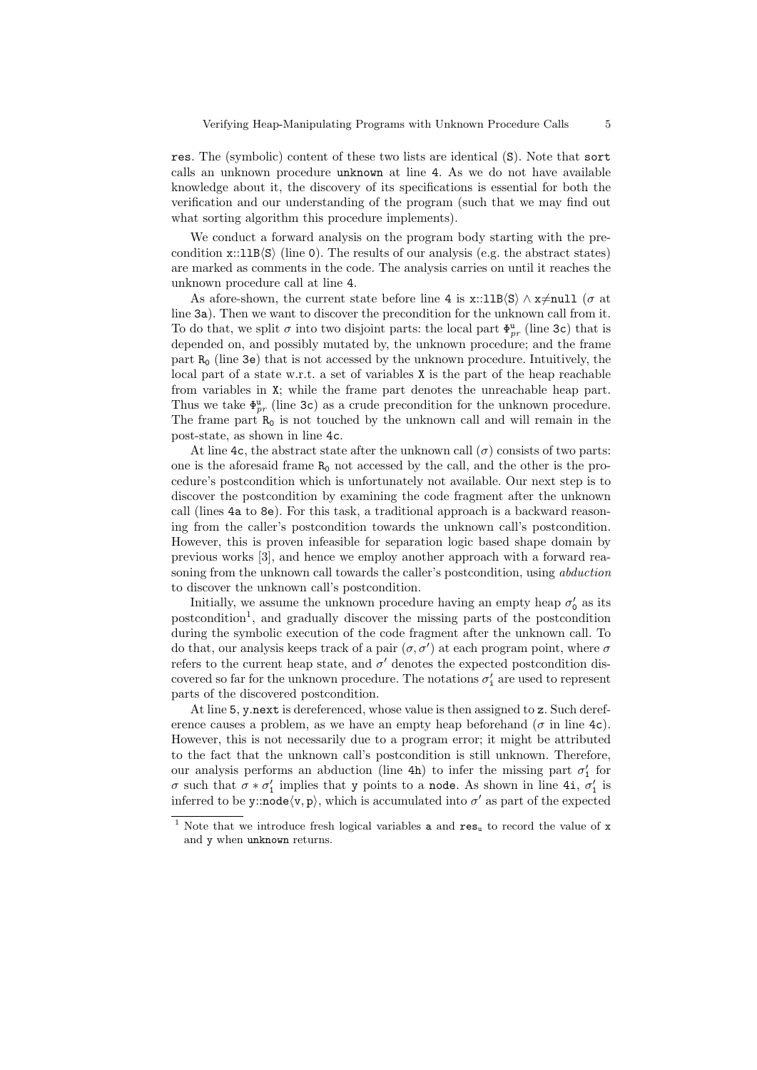res. The (symbolic) content of these two lists are identical (S). Note that sort calls an unknown procedure unknown at line 4. As we do not have available knowledge about it, the discovery of its specifications is essential for both the verification and our understanding of the program (such that we may find out what sorting algorithm this procedure implements).

We conduct a forward analysis on the program body starting with the precondition x::llB⟨S⟩ (line 0). The results of our analysis (e.g. the abstract states) are marked as comments in the code. The analysis carries on until it reaches the unknown procedure call at line 4.

As afore-shown, the current state before line 4 is x::llB⟨S⟩ $\wedge$ x$\neq$null ($\sigma$ at line 3a). Then we want to discover the precondition for the unknown call from it. To do that, we split $\sigma$ into two disjoint parts: the local part $\Phi^{u}_{pr}$ (line 3c) that is depended on, and possibly mutated by, the unknown procedure; and the frame part $R_0$ (line 3e) that is not accessed by the unknown procedure. Intuitively, the local part of a state w.r.t. a set of variables X is the part of the heap reachable from variables in X; while the frame part denotes the unreachable heap part. Thus we take $\Phi^{u}_{pr}$ (line 3c) as a crude precondition for the unknown procedure. The frame part $R_0$ is not touched by the unknown call and will remain in the post-state, as shown in line 4c.

At line 4c, the abstract state after the unknown call ($\sigma$) consists of two parts: one is the aforesaid frame $R_0$ not accessed by the call, and the other is the procedure's postcondition which is unfortunately not available. Our next step is to discover the postcondition by examining the code fragment after the unknown call (lines 4a to 8e). For this task, a traditional approach is a backward reasoning from the caller's postcondition towards the unknown call's postcondition. However, this is proven infeasible for separation logic based shape domain by previous works [3], and hence we employ another approach with a forward reasoning from the unknown call towards the caller's postcondition, using *abduction* to discover the unknown call's postcondition.

Initially, we assume the unknown procedure having an empty heap $\sigma'_0$ as its postcondition[1], and gradually discover the missing parts of the postcondition during the symbolic execution of the code fragment after the unknown call. To do that, our analysis keeps track of a pair $(\sigma, \sigma')$ at each program point, where $\sigma$ refers to the current heap state, and $\sigma'$ denotes the expected postcondition discovered so far for the unknown procedure. The notations $\sigma'_i$ are used to represent parts of the discovered postcondition.

At line 5, y.next is dereferenced, whose value is then assigned to z. Such dereference causes a problem, as we have an empty heap beforehand ($\sigma$ in line 4c). However, this is not necessarily due to a program error; it might be attributed to the fact that the unknown call's postcondition is still unknown. Therefore, our analysis performs an abduction (line 4h) to infer the missing part $\sigma'_1$ for $\sigma$ such that $\sigma * \sigma'_1$ implies that y points to a node. As shown in line 4i, $\sigma'_1$ is inferred to be y::node⟨v, p⟩, which is accumulated into $\sigma'$ as part of the expected

[1] Note that we introduce fresh logical variables a and $\texttt{res}_{\texttt{u}}$ to record the value of x and y when unknown returns.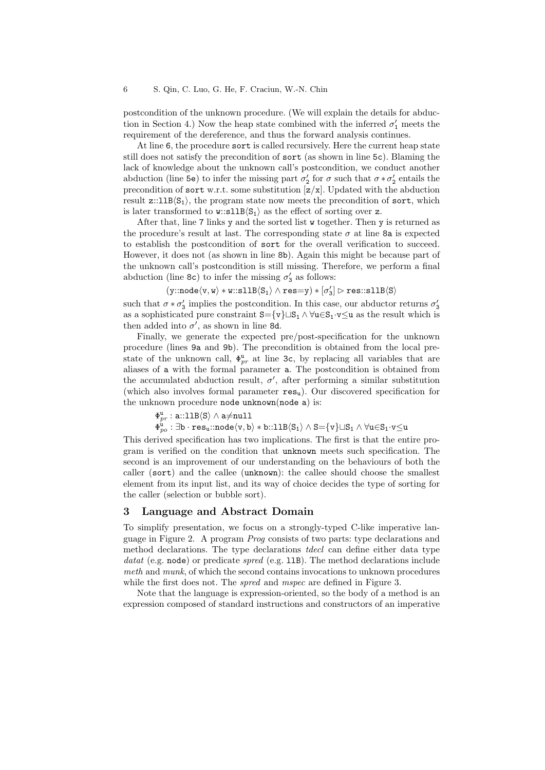postcondition of the unknown procedure. (We will explain the details for abduction in Section 4.) Now the heap state combined with the inferred $\sigma'_1$ meets the requirement of the dereference, and thus the forward analysis continues.

At line 6, the procedure sort is called recursively. Here the current heap state still does not satisfy the precondition of sort (as shown in line 5c). Blaming the lack of knowledge about the unknown call's postcondition, we conduct another abduction (line 5e) to infer the missing part $\sigma'_2$ for $\sigma$ such that $\sigma * \sigma'_2$ entails the precondition of sort w.r.t. some substitution $[\mathtt{z}/\mathtt{x}]$. Updated with the abduction result $\mathtt{z{::}llB\langle S_1\rangle}$, the program state now meets the precondition of sort, which is later transformed to $\mathtt{w{::}sllB\langle S_1\rangle}$ as the effect of sorting over z.

After that, line 7 links y and the sorted list w together. Then y is returned as the procedure's result at last. The corresponding state $\sigma$ at line 8a is expected to establish the postcondition of sort for the overall verification to succeed. However, it does not (as shown in line 8b). Again this might be because part of the unknown call's postcondition is still missing. Therefore, we perform a final abduction (line 8c) to infer the missing $\sigma'_3$ as follows:

$$(\mathtt{y{::}node\langle v,w\rangle} * \mathtt{w{::}sllB\langle S_1\rangle} \wedge \mathtt{res{=}y}) * [\sigma'_3] \rhd \mathtt{res{::}sllB\langle S\rangle}$$

such that $\sigma * \sigma'_3$ implies the postcondition. In this case, our abductor returns $\sigma'_3$ as a sophisticated pure constraint $\mathtt{S{=}\{v\}{\sqcup}S_1} \wedge \forall \mathtt{u{\in}S_1{\cdot}v{\leq}u}$ as the result which is then added into $\sigma'$, as shown in line 8d.

Finally, we generate the expected pre/post-specification for the unknown procedure (lines 9a and 9b). The precondition is obtained from the local pre-state of the unknown call, $\Phi^{\mathtt{u}}_{pr}$ at line 3c, by replacing all variables that are aliases of a with the formal parameter a. The postcondition is obtained from the accumulated abduction result, $\sigma'$, after performing a similar substitution (which also involves formal parameter $\mathtt{res_u}$). Our discovered specification for the unknown procedure node unknown(node a) is:

$$\Phi^{\mathtt{u}}_{pr} : \mathtt{a{::}llB\langle S\rangle} \wedge \mathtt{a{\neq}null}$$

$$\Phi^{\mathtt{u}}_{po} : \exists \mathtt{b} \cdot \mathtt{res_u{::}node\langle v,b\rangle} * \mathtt{b{::}llB\langle S_1\rangle} \wedge \mathtt{S{=}\{v\}{\sqcup}S_1} \wedge \forall \mathtt{u{\in}S_1{\cdot}v{\leq}u}$$

This derived specification has two implications. The first is that the entire program is verified on the condition that unknown meets such specification. The second is an improvement of our understanding on the behaviours of both the caller (sort) and the callee (unknown): the callee should choose the smallest element from its input list, and its way of choice decides the type of sorting for the caller (selection or bubble sort).

## 3 Language and Abstract Domain

To simplify presentation, we focus on a strongly-typed C-like imperative language in Figure 2. A program *Prog* consists of two parts: type declarations and method declarations. The type declarations *tdecl* can define either data type *datat* (e.g. node) or predicate *spred* (e.g. llB). The method declarations include *meth* and *munk*, of which the second contains invocations to unknown procedures while the first does not. The *spred* and *mspec* are defined in Figure 3.

Note that the language is expression-oriented, so the body of a method is an expression composed of standard instructions and constructors of an imperative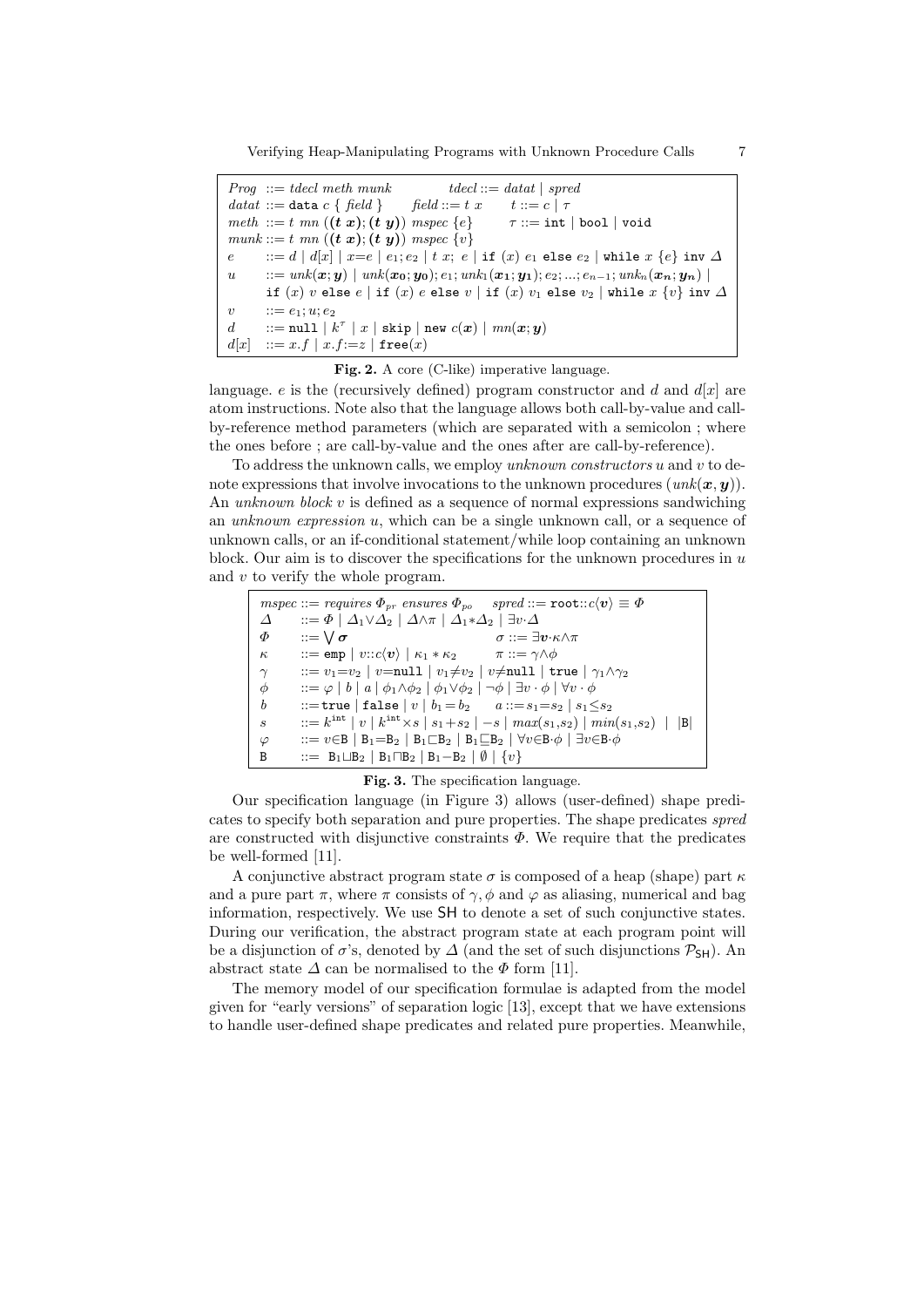$$
\begin{array}{lll}
Prog & ::= & tdecl\ meth\ munk \qquad\qquad tdecl ::= datat \mid spred \\
datat & ::= & \texttt{data}\ c\ \{\ field\ \} \qquad field ::= t\ x \qquad t ::= c \mid \tau \\
meth & ::= & t\ mn\ ((\boldsymbol{t}\ \boldsymbol{x});(\boldsymbol{t}\ \boldsymbol{y}))\ mspec\ \{e\} \qquad \tau ::= \texttt{int} \mid \texttt{bool} \mid \texttt{void} \\
munk & ::= & t\ mn\ ((\boldsymbol{t}\ \boldsymbol{x});(\boldsymbol{t}\ \boldsymbol{y}))\ mspec\ \{v\} \\
e & ::= & d \mid d[x] \mid x{=}e \mid e_1;e_2 \mid t\ x;\ e \mid \texttt{if}\ (x)\ e_1\ \texttt{else}\ e_2 \mid \texttt{while}\ x\ \{e\}\ \texttt{inv}\ \Delta \\
u & ::= & unk(\boldsymbol{x};\boldsymbol{y}) \mid unk(\boldsymbol{x_0};\boldsymbol{y_0});e_1;unk_1(\boldsymbol{x_1};\boldsymbol{y_1});e_2;...;e_{n-1};unk_n(\boldsymbol{x_n};\boldsymbol{y_n}) \mid \\
 & & \texttt{if}\ (x)\ v\ \texttt{else}\ e \mid \texttt{if}\ (x)\ e\ \texttt{else}\ v \mid \texttt{if}\ (x)\ v_1\ \texttt{else}\ v_2 \mid \texttt{while}\ x\ \{v\}\ \texttt{inv}\ \Delta \\
v & ::= & e_1;u;e_2 \\
d & ::= & \texttt{null} \mid k^{\tau} \mid x \mid \texttt{skip} \mid \texttt{new}\ c(\boldsymbol{x}) \mid mn(\boldsymbol{x};\boldsymbol{y}) \\
d[x] & ::= & x.f \mid x.f{:=}z \mid \texttt{free}(x)
\end{array}
$$

**Fig. 2.** A core (C-like) imperative language.

language. $e$ is the (recursively defined) program constructor and $d$ and $d[x]$ are atom instructions. Note also that the language allows both call-by-value and call-by-reference method parameters (which are separated with a semicolon ; where the ones before ; are call-by-value and the ones after are call-by-reference).

To address the unknown calls, we employ *unknown constructors* $u$ and $v$ to denote expressions that involve invocations to the unknown procedures ($unk(\boldsymbol{x},\boldsymbol{y})$). An *unknown block* $v$ is defined as a sequence of normal expressions sandwiching an *unknown expression* $u$, which can be a single unknown call, or a sequence of unknown calls, or an if-conditional statement/while loop containing an unknown block. Our aim is to discover the specifications for the unknown procedures in $u$ and $v$ to verify the whole program.

$$
\begin{array}{lll}
mspec & ::= & requires\ \Phi_{pr}\ ensures\ \Phi_{po} \qquad spred ::= \texttt{root}{::}c\langle \boldsymbol{v}\rangle \equiv \Phi \\
\Delta & ::= & \Phi \mid \Delta_1{\vee}\Delta_2 \mid \Delta{\wedge}\pi \mid \Delta_1{*}\Delta_2 \mid \exists v{\cdot}\Delta \\
\Phi & ::= & \bigvee \boldsymbol{\sigma} \qquad\qquad\qquad \sigma ::= \exists \boldsymbol{v}{\cdot}\kappa{\wedge}\pi \\
\kappa & ::= & \texttt{emp} \mid v{::}c\langle \boldsymbol{v}\rangle \mid \kappa_1 * \kappa_2 \qquad \pi ::= \gamma{\wedge}\phi \\
\gamma & ::= & v_1{=}v_2 \mid v{=}\texttt{null} \mid v_1{\neq}v_2 \mid v{\neq}\texttt{null} \mid \texttt{true} \mid \gamma_1{\wedge}\gamma_2 \\
\phi & ::= & \varphi \mid b \mid a \mid \phi_1{\wedge}\phi_2 \mid \phi_1{\vee}\phi_2 \mid \neg\phi \mid \exists v\cdot\phi \mid \forall v\cdot\phi \\
b & ::= & \texttt{true} \mid \texttt{false} \mid v \mid b_1{=}b_2 \qquad a ::= s_1{=}s_2 \mid s_1{\leq}s_2 \\
s & ::= & k^{\texttt{int}} \mid v \mid k^{\texttt{int}}{\times}s \mid s_1{+}s_2 \mid -s \mid max(s_1,s_2) \mid min(s_1,s_2) \mid |\texttt{B}| \\
\varphi & ::= & v{\in}\texttt{B} \mid \texttt{B}_1{=}\texttt{B}_2 \mid \texttt{B}_1{\sqsubset}\texttt{B}_2 \mid \texttt{B}_1{\sqsubseteq}\texttt{B}_2 \mid \forall v{\in}\texttt{B}{\cdot}\phi \mid \exists v{\in}\texttt{B}{\cdot}\phi \\
\texttt{B} & ::= & \texttt{B}_1{\sqcup}\texttt{B}_2 \mid \texttt{B}_1{\sqcap}\texttt{B}_2 \mid \texttt{B}_1{-}\texttt{B}_2 \mid \emptyset \mid \{v\}
\end{array}
$$

**Fig. 3.** The specification language.

Our specification language (in Figure 3) allows (user-defined) shape predicates to specify both separation and pure properties. The shape predicates *spred* are constructed with disjunctive constraints $\Phi$. We require that the predicates be well-formed [11].

A conjunctive abstract program state $\sigma$ is composed of a heap (shape) part $\kappa$ and a pure part $\pi$, where $\pi$ consists of $\gamma,\phi$ and $\varphi$ as aliasing, numerical and bag information, respectively. We use SH to denote a set of such conjunctive states. During our verification, the abstract program state at each program point will be a disjunction of $\sigma$'s, denoted by $\Delta$ (and the set of such disjunctions $\mathcal{P}_{\mathsf{SH}}$). An abstract state $\Delta$ can be normalised to the $\Phi$ form [11].

The memory model of our specification formulae is adapted from the model given for "early versions" of separation logic [13], except that we have extensions to handle user-defined shape predicates and related pure properties. Meanwhile,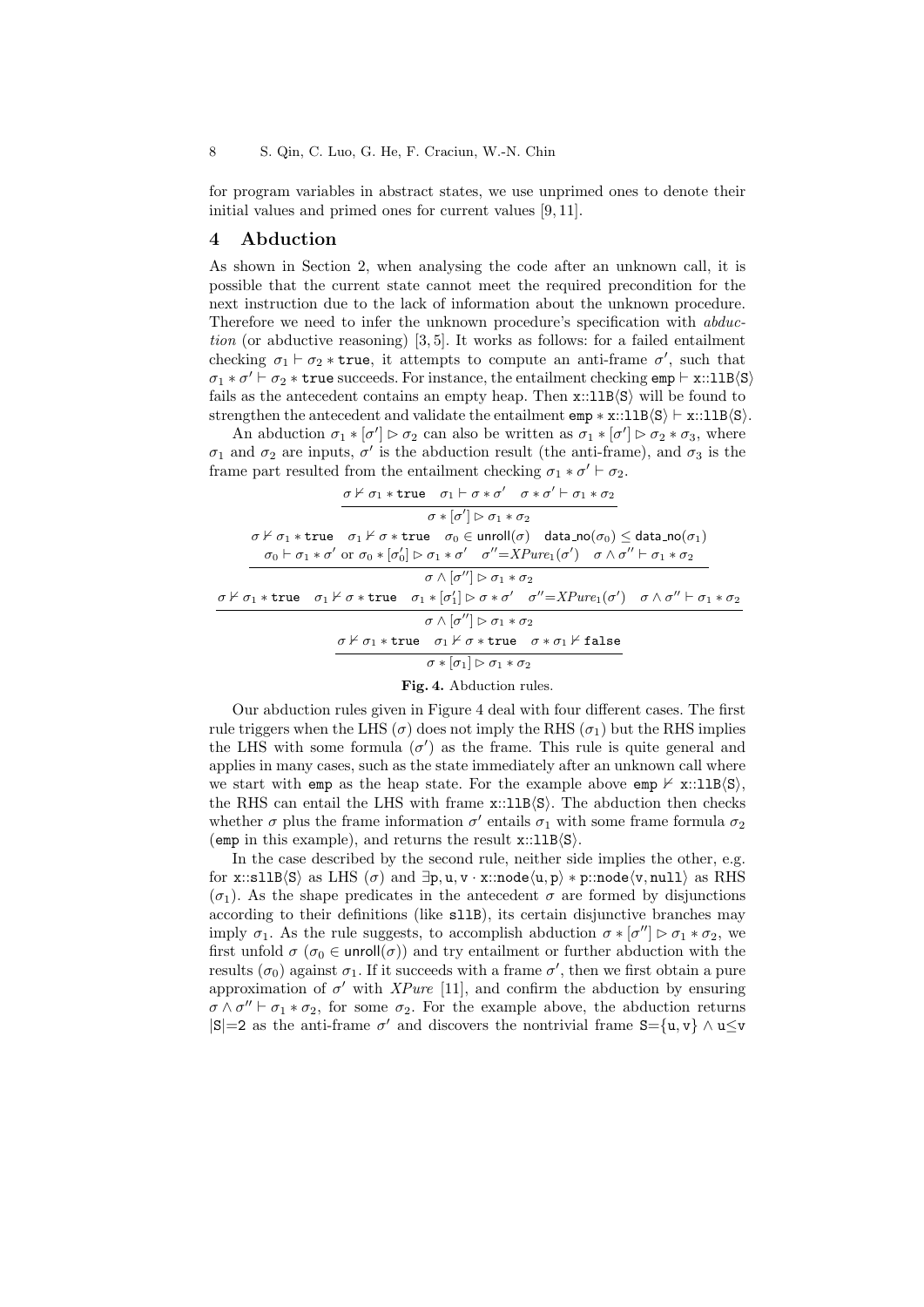for program variables in abstract states, we use unprimed ones to denote their initial values and primed ones for current values [9, 11].

## 4 Abduction

As shown in Section 2, when analysing the code after an unknown call, it is possible that the current state cannot meet the required precondition for the next instruction due to the lack of information about the unknown procedure. Therefore we need to infer the unknown procedure's specification with *abduction* (or abductive reasoning) [3, 5]. It works as follows: for a failed entailment checking $\sigma_1 \vdash \sigma_2 * \texttt{true}$, it attempts to compute an anti-frame $\sigma'$, such that $\sigma_1 * \sigma' \vdash \sigma_2 * \texttt{true}$ succeeds. For instance, the entailment checking $\texttt{emp} \vdash \texttt{x::llB}\langle\texttt{S}\rangle$ fails as the antecedent contains an empty heap. Then $\texttt{x::llB}\langle\texttt{S}\rangle$ will be found to strengthen the antecedent and validate the entailment $\texttt{emp} * \texttt{x::llB}\langle\texttt{S}\rangle \vdash \texttt{x::llB}\langle\texttt{S}\rangle$.

An abduction $\sigma_1 * [\sigma'] \rhd \sigma_2$ can also be written as $\sigma_1 * [\sigma'] \rhd \sigma_2 * \sigma_3$, where $\sigma_1$ and $\sigma_2$ are inputs, $\sigma'$ is the abduction result (the anti-frame), and $\sigma_3$ is the frame part resulted from the entailment checking $\sigma_1 * \sigma' \vdash \sigma_2$.

$$\frac{\sigma \nvdash \sigma_1 * \texttt{true} \quad \sigma_1 \vdash \sigma * \sigma' \quad \sigma * \sigma' \vdash \sigma_1 * \sigma_2}{\sigma * [\sigma'] \rhd \sigma_1 * \sigma_2}$$

$$\frac{\begin{array}{c}\sigma \nvdash \sigma_1 * \texttt{true} \quad \sigma_1 \nvdash \sigma * \texttt{true} \quad \sigma_0 \in \mathsf{unroll}(\sigma) \quad \mathsf{data\_no}(\sigma_0) \le \mathsf{data\_no}(\sigma_1) \\ \sigma_0 \vdash \sigma_1 * \sigma' \text{ or } \sigma_0 * [\sigma_0'] \rhd \sigma_1 * \sigma' \quad \sigma''{=}XPure_1(\sigma') \quad \sigma \wedge \sigma'' \vdash \sigma_1 * \sigma_2\end{array}}{\sigma \wedge [\sigma''] \rhd \sigma_1 * \sigma_2}$$

$$\frac{\sigma \nvdash \sigma_1 * \texttt{true} \quad \sigma_1 \nvdash \sigma * \texttt{true} \quad \sigma_1 * [\sigma_1'] \rhd \sigma * \sigma' \quad \sigma''{=}XPure_1(\sigma') \quad \sigma \wedge \sigma'' \vdash \sigma_1 * \sigma_2}{\sigma \wedge [\sigma''] \rhd \sigma_1 * \sigma_2}$$

$$\frac{\sigma \nvdash \sigma_1 * \texttt{true} \quad \sigma_1 \nvdash \sigma * \texttt{true} \quad \sigma * \sigma_1 \nvdash \texttt{false}}{\sigma * [\sigma_1] \rhd \sigma_1 * \sigma_2}$$

**Fig. 4.** Abduction rules.

Our abduction rules given in Figure 4 deal with four different cases. The first rule triggers when the LHS ($\sigma$) does not imply the RHS ($\sigma_1$) but the RHS implies the LHS with some formula ($\sigma'$) as the frame. This rule is quite general and applies in many cases, such as the state immediately after an unknown call where we start with $\texttt{emp}$ as the heap state. For the example above $\texttt{emp} \nvdash \texttt{x::llB}\langle\texttt{S}\rangle$, the RHS can entail the LHS with frame $\texttt{x::llB}\langle\texttt{S}\rangle$. The abduction then checks whether $\sigma$ plus the frame information $\sigma'$ entails $\sigma_1$ with some frame formula $\sigma_2$ ($\texttt{emp}$ in this example), and returns the result $\texttt{x::llB}\langle\texttt{S}\rangle$.

In the case described by the second rule, neither side implies the other, e.g. for $\texttt{x::sllB}\langle\texttt{S}\rangle$ as LHS ($\sigma$) and $\exists \texttt{p}, \texttt{u}, \texttt{v} \cdot \texttt{x::node}\langle\texttt{u}, \texttt{p}\rangle * \texttt{p::node}\langle\texttt{v}, \texttt{null}\rangle$ as RHS ($\sigma_1$). As the shape predicates in the antecedent $\sigma$ are formed by disjunctions according to their definitions (like $\texttt{sllB}$), its certain disjunctive branches may imply $\sigma_1$. As the rule suggests, to accomplish abduction $\sigma * [\sigma''] \rhd \sigma_1 * \sigma_2$, we first unfold $\sigma$ ($\sigma_0 \in \mathsf{unroll}(\sigma)$) and try entailment or further abduction with the results ($\sigma_0$) against $\sigma_1$. If it succeeds with a frame $\sigma'$, then we first obtain a pure approximation of $\sigma'$ with *XPure* [11], and confirm the abduction by ensuring $\sigma \wedge \sigma'' \vdash \sigma_1 * \sigma_2$, for some $\sigma_2$. For the example above, the abduction returns $|\texttt{S}|{=}2$ as the anti-frame $\sigma'$ and discovers the nontrivial frame $\texttt{S}{=}\{\texttt{u}, \texttt{v}\} \wedge \texttt{u}{\le}\texttt{v}$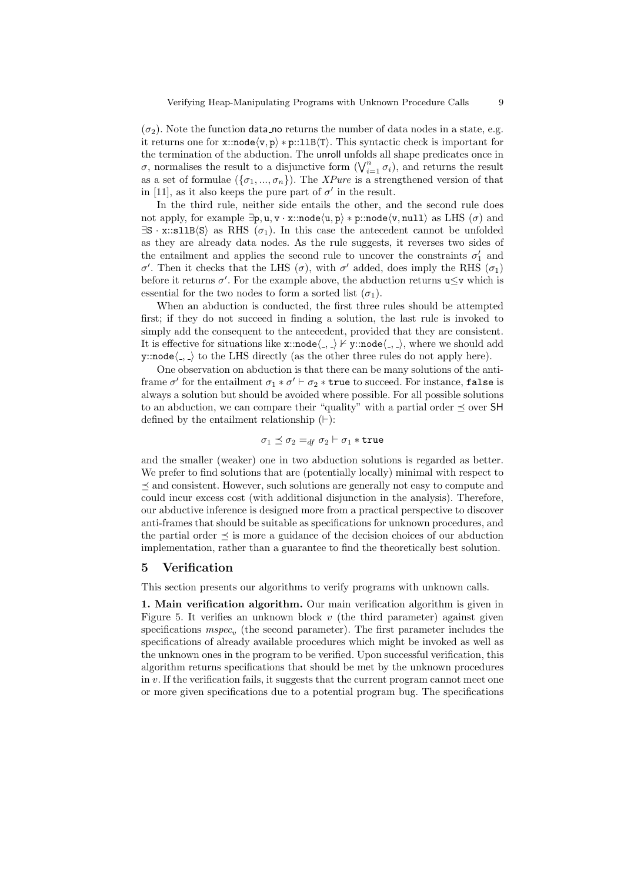($\sigma_2$). Note the function $\mathsf{data\_no}$ returns the number of data nodes in a state, e.g. it returns one for $\mathtt{x}::\mathtt{node}\langle \mathtt{v}, \mathtt{p}\rangle * \mathtt{p}::\mathtt{llB}\langle \mathtt{T}\rangle$. This syntactic check is important for the termination of the abduction. The $\mathsf{unroll}$ unfolds all shape predicates once in $\sigma$, normalises the result to a disjunctive form ($\bigvee_{i=1}^{n} \sigma_i$), and returns the result as a set of formulae ($\{\sigma_1, ..., \sigma_n\}$). The *XPure* is a strengthened version of that in [11], as it also keeps the pure part of $\sigma'$ in the result.

In the third rule, neither side entails the other, and the second rule does not apply, for example $\exists \mathtt{p}, \mathtt{u}, \mathtt{v} \cdot \mathtt{x}::\mathtt{node}\langle \mathtt{u}, \mathtt{p}\rangle * \mathtt{p}::\mathtt{node}\langle \mathtt{v}, \mathtt{null}\rangle$ as LHS ($\sigma$) and $\exists \mathtt{S} \cdot \mathtt{x}::\mathtt{sllB}\langle \mathtt{S}\rangle$ as RHS ($\sigma_1$). In this case the antecedent cannot be unfolded as they are already data nodes. As the rule suggests, it reverses two sides of the entailment and applies the second rule to uncover the constraints $\sigma_1'$ and $\sigma'$. Then it checks that the LHS ($\sigma$), with $\sigma'$ added, does imply the RHS ($\sigma_1$) before it returns $\sigma'$. For the example above, the abduction returns $\mathtt{u} \leq \mathtt{v}$ which is essential for the two nodes to form a sorted list ($\sigma_1$).

When an abduction is conducted, the first three rules should be attempted first; if they do not succeed in finding a solution, the last rule is invoked to simply add the consequent to the antecedent, provided that they are consistent. It is effective for situations like $\mathtt{x}::\mathtt{node}\langle \_, \_\rangle \nvdash \mathtt{y}::\mathtt{node}\langle \_, \_\rangle$, where we should add $\mathtt{y}::\mathtt{node}\langle \_, \_\rangle$ to the LHS directly (as the other three rules do not apply here).

One observation on abduction is that there can be many solutions of the anti-frame $\sigma'$ for the entailment $\sigma_1 * \sigma' \vdash \sigma_2 * \mathtt{true}$ to succeed. For instance, $\mathtt{false}$ is always a solution but should be avoided where possible. For all possible solutions to an abduction, we can compare their "quality" with a partial order $\preceq$ over $\mathsf{SH}$ defined by the entailment relationship ($\vdash$):

$$\sigma_1 \preceq \sigma_2 =_{df} \sigma_2 \vdash \sigma_1 * \mathtt{true}$$

and the smaller (weaker) one in two abduction solutions is regarded as better. We prefer to find solutions that are (potentially locally) minimal with respect to $\preceq$ and consistent. However, such solutions are generally not easy to compute and could incur excess cost (with additional disjunction in the analysis). Therefore, our abductive inference is designed more from a practical perspective to discover anti-frames that should be suitable as specifications for unknown procedures, and the partial order $\preceq$ is more a guidance of the decision choices of our abduction implementation, rather than a guarantee to find the theoretically best solution.

# 5 Verification

This section presents our algorithms to verify programs with unknown calls.

**1. Main verification algorithm.** Our main verification algorithm is given in Figure 5. It verifies an unknown block $v$ (the third parameter) against given specifications $mspec_v$ (the second parameter). The first parameter includes the specifications of already available procedures which might be invoked as well as the unknown ones in the program to be verified. Upon successful verification, this algorithm returns specifications that should be met by the unknown procedures in $v$. If the verification fails, it suggests that the current program cannot meet one or more given specifications due to a potential program bug. The specifications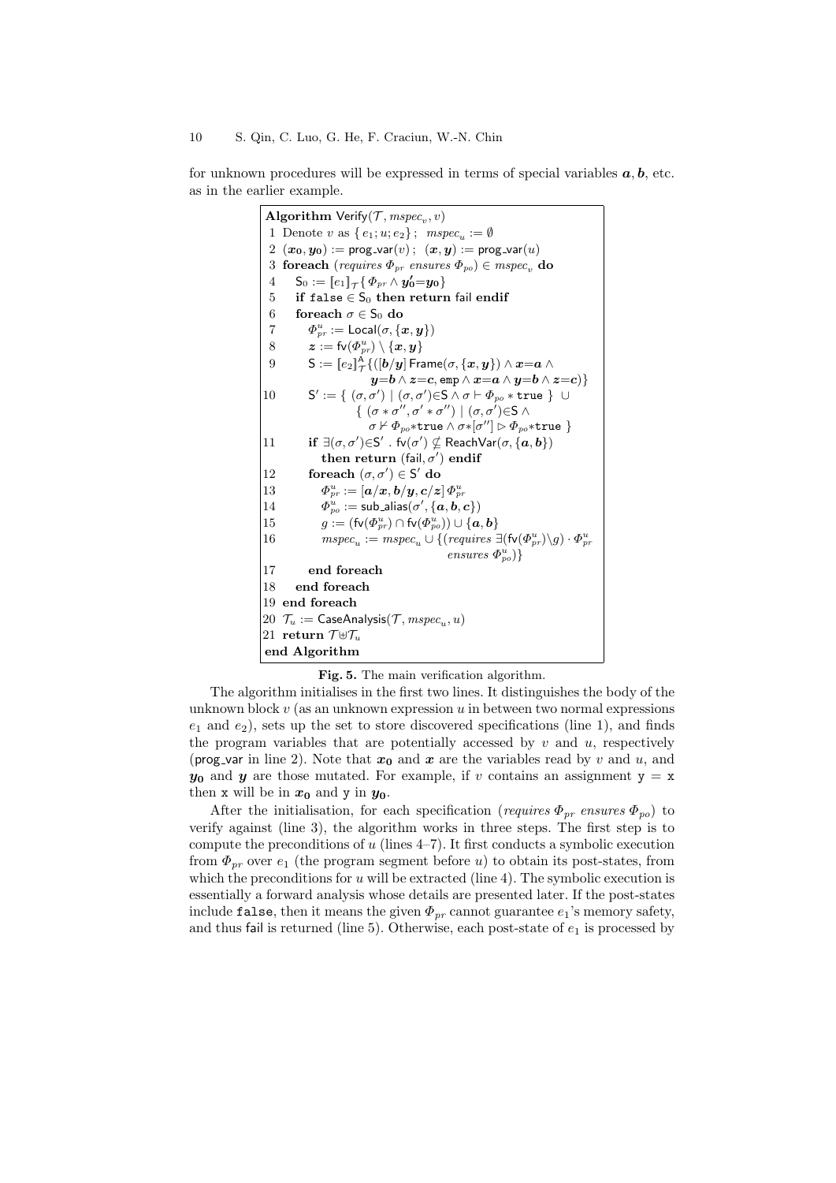for unknown procedures will be expressed in terms of special variables $\boldsymbol{a}, \boldsymbol{b}$, etc. as in the earlier example.

```
Algorithm Verify(𝒯, mspec_v, v)
 1  Denote v as { e1; u; e2 };  mspec_u := ∅
 2  (x0, y0) := prog_var(v);  (x, y) := prog_var(u)
 3  foreach (requires Φpr ensures Φpo) ∈ mspec_v do
 4     S0 := [[e1]]_𝒯 {Φpr ∧ y0'=y0}
 5     if false ∈ S0 then return fail endif
 6     foreach σ ∈ S0 do
 7        Φ^u_pr := Local(σ, {x, y})
 8        z := fv(Φ^u_pr) \ {x, y}
 9        S := [[e2]]^A_𝒯 {([b/y] Frame(σ, {x, y}) ∧ x=a ∧
                  y=b ∧ z=c, emp ∧ x=a ∧ y=b ∧ z=c)}
10        S' := { (σ, σ') | (σ, σ')∈S ∧ σ ⊢ Φpo * true }  ∪
                { (σ * σ'', σ' * σ'') | (σ, σ')∈S ∧
                  σ ⊬ Φpo*true ∧ σ*[σ''] ▷ Φpo*true }
11        if ∃(σ, σ')∈S' . fv(σ') ⊈ ReachVar(σ, {a, b})
             then return (fail, σ') endif
12        foreach (σ, σ') ∈ S' do
13           Φ^u_pr := [a/x, b/y, c/z] Φ^u_pr
14           Φ^u_po := sub_alias(σ', {a, b, c})
15           g := (fv(Φ^u_pr) ∩ fv(Φ^u_po)) ∪ {a, b}
16           mspec_u := mspec_u ∪ {(requires ∃(fv(Φ^u_pr)\g) · Φ^u_pr
                                    ensures Φ^u_po)}
17        end foreach
18     end foreach
19  end foreach
20  𝒯_u := CaseAnalysis(𝒯, mspec_u, u)
21  return 𝒯⊎𝒯_u
end Algorithm
```

**Fig. 5.** The main verification algorithm.

The algorithm initialises in the first two lines. It distinguishes the body of the unknown block $v$ (as an unknown expression $u$ in between two normal expressions $e_1$ and $e_2$), sets up the set to store discovered specifications (line 1), and finds the program variables that are potentially accessed by $v$ and $u$, respectively (prog_var in line 2). Note that $\boldsymbol{x_0}$ and $\boldsymbol{x}$ are the variables read by $v$ and $u$, and $\boldsymbol{y_0}$ and $\boldsymbol{y}$ are those mutated. For example, if $v$ contains an assignment `y = x` then `x` will be in $\boldsymbol{x_0}$ and `y` in $\boldsymbol{y_0}$.

After the initialisation, for each specification (*requires* $\Phi_{pr}$ *ensures* $\Phi_{po}$) to verify against (line 3), the algorithm works in three steps. The first step is to compute the preconditions of $u$ (lines 4–7). It first conducts a symbolic execution from $\Phi_{pr}$ over $e_1$ (the program segment before $u$) to obtain its post-states, from which the preconditions for $u$ will be extracted (line 4). The symbolic execution is essentially a forward analysis whose details are presented later. If the post-states include `false`, then it means the given $\Phi_{pr}$ cannot guarantee $e_1$'s memory safety, and thus fail is returned (line 5). Otherwise, each post-state of $e_1$ is processed by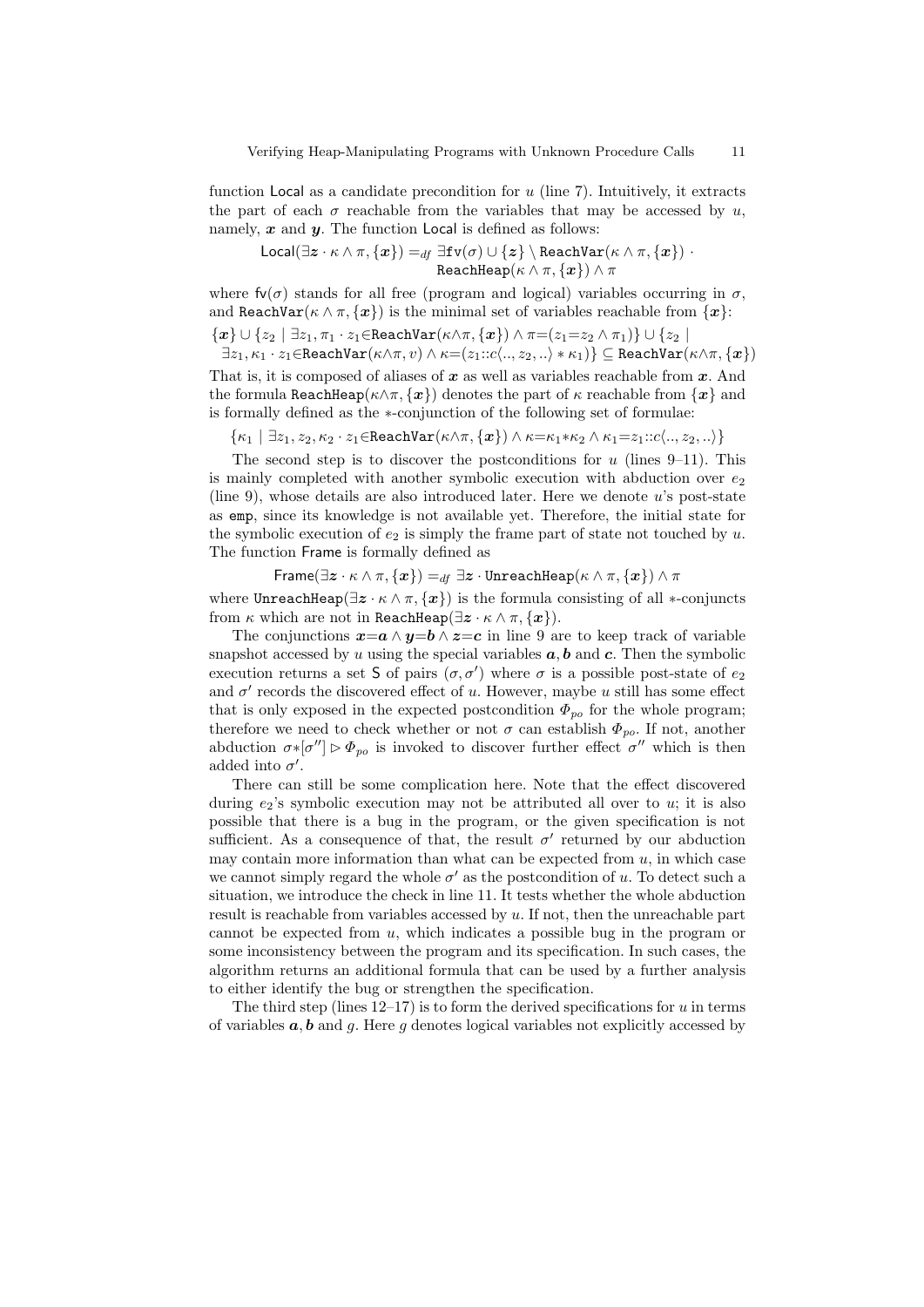function Local as a candidate precondition for $u$ (line 7). Intuitively, it extracts the part of each $\sigma$ reachable from the variables that may be accessed by $u$, namely, $\boldsymbol{x}$ and $\boldsymbol{y}$. The function Local is defined as follows:

$$\mathsf{Local}(\exists \boldsymbol{z} \cdot \kappa \wedge \pi, \{\boldsymbol{x}\}) =_{df} \exists \mathtt{fv}(\sigma) \cup \{\boldsymbol{z}\} \setminus \mathtt{ReachVar}(\kappa \wedge \pi, \{\boldsymbol{x}\}) \cdot \mathtt{ReachHeap}(\kappa \wedge \pi, \{\boldsymbol{x}\}) \wedge \pi$$

where $\mathsf{fv}(\sigma)$ stands for all free (program and logical) variables occurring in $\sigma$, and $\mathtt{ReachVar}(\kappa \wedge \pi, \{\boldsymbol{x}\})$ is the minimal set of variables reachable from $\{\boldsymbol{x}\}$:

$$\{\boldsymbol{x}\} \cup \{z_2 \mid \exists z_1, \pi_1 \cdot z_1 \in \mathtt{ReachVar}(\kappa \wedge \pi, \{\boldsymbol{x}\}) \wedge \pi = (z_1 = z_2 \wedge \pi_1)\} \cup \{z_2 \mid \exists z_1, \kappa_1 \cdot z_1 \in \mathtt{ReachVar}(\kappa \wedge \pi, v) \wedge \kappa = (z_1 :: c\langle .., z_2, ..\rangle * \kappa_1)\} \subseteq \mathtt{ReachVar}(\kappa \wedge \pi, \{\boldsymbol{x}\})$$

That is, it is composed of aliases of $\boldsymbol{x}$ as well as variables reachable from $\boldsymbol{x}$. And the formula $\mathtt{ReachHeap}(\kappa \wedge \pi, \{\boldsymbol{x}\})$ denotes the part of $\kappa$ reachable from $\{\boldsymbol{x}\}$ and is formally defined as the $*$-conjunction of the following set of formulae:

$$\{\kappa_1 \mid \exists z_1, z_2, \kappa_2 \cdot z_1 \in \mathtt{ReachVar}(\kappa \wedge \pi, \{\boldsymbol{x}\}) \wedge \kappa = \kappa_1 * \kappa_2 \wedge \kappa_1 = z_1 :: c\langle .., z_2, ..\rangle\}$$

The second step is to discover the postconditions for $u$ (lines 9–11). This is mainly completed with another symbolic execution with abduction over $e_2$ (line 9), whose details are also introduced later. Here we denote $u$'s post-state as emp, since its knowledge is not available yet. Therefore, the initial state for the symbolic execution of $e_2$ is simply the frame part of state not touched by $u$. The function Frame is formally defined as

$$\mathsf{Frame}(\exists \boldsymbol{z} \cdot \kappa \wedge \pi, \{\boldsymbol{x}\}) =_{df} \exists \boldsymbol{z} \cdot \mathtt{UnreachHeap}(\kappa \wedge \pi, \{\boldsymbol{x}\}) \wedge \pi$$

where $\mathtt{UnreachHeap}(\exists \boldsymbol{z} \cdot \kappa \wedge \pi, \{\boldsymbol{x}\})$ is the formula consisting of all $*$-conjuncts from $\kappa$ which are not in $\mathtt{ReachHeap}(\exists \boldsymbol{z} \cdot \kappa \wedge \pi, \{\boldsymbol{x}\})$.

The conjunctions $\boldsymbol{x}{=}\boldsymbol{a} \wedge \boldsymbol{y}{=}\boldsymbol{b} \wedge \boldsymbol{z}{=}\boldsymbol{c}$ in line 9 are to keep track of variable snapshot accessed by $u$ using the special variables $\boldsymbol{a}, \boldsymbol{b}$ and $\boldsymbol{c}$. Then the symbolic execution returns a set S of pairs $(\sigma, \sigma')$ where $\sigma$ is a possible post-state of $e_2$ and $\sigma'$ records the discovered effect of $u$. However, maybe $u$ still has some effect that is only exposed in the expected postcondition $\Phi_{po}$ for the whole program; therefore we need to check whether or not $\sigma$ can establish $\Phi_{po}$. If not, another abduction $\sigma * [\sigma''] \triangleright \Phi_{po}$ is invoked to discover further effect $\sigma''$ which is then added into $\sigma'$.

There can still be some complication here. Note that the effect discovered during $e_2$'s symbolic execution may not be attributed all over to $u$; it is also possible that there is a bug in the program, or the given specification is not sufficient. As a consequence of that, the result $\sigma'$ returned by our abduction may contain more information than what can be expected from $u$, in which case we cannot simply regard the whole $\sigma'$ as the postcondition of $u$. To detect such a situation, we introduce the check in line 11. It tests whether the whole abduction result is reachable from variables accessed by $u$. If not, then the unreachable part cannot be expected from $u$, which indicates a possible bug in the program or some inconsistency between the program and its specification. In such cases, the algorithm returns an additional formula that can be used by a further analysis to either identify the bug or strengthen the specification.

The third step (lines 12–17) is to form the derived specifications for $u$ in terms of variables $\boldsymbol{a}, \boldsymbol{b}$ and $g$. Here $g$ denotes logical variables not explicitly accessed by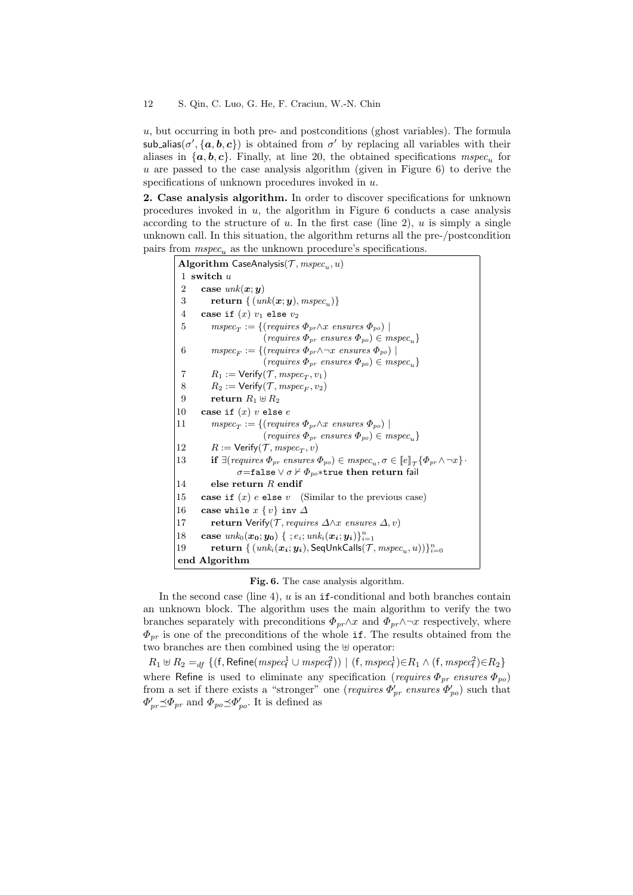$u$, but occurring in both pre- and postconditions (ghost variables). The formula $\mathsf{sub\_alias}(\sigma', \{\boldsymbol{a}, \boldsymbol{b}, \boldsymbol{c}\})$ is obtained from $\sigma'$ by replacing all variables with their aliases in $\{\boldsymbol{a}, \boldsymbol{b}, \boldsymbol{c}\}$. Finally, at line 20, the obtained specifications $mspec_u$ for $u$ are passed to the case analysis algorithm (given in Figure 6) to derive the specifications of unknown procedures invoked in $u$.

**2. Case analysis algorithm.** In order to discover specifications for unknown procedures invoked in $u$, the algorithm in Figure 6 conducts a case analysis according to the structure of $u$. In the first case (line 2), $u$ is simply a single unknown call. In this situation, the algorithm returns all the pre-/postcondition pairs from $mspec_u$ as the unknown procedure's specifications.

```
Algorithm CaseAnalysis(T, mspec_u, u)
 1 switch u
 2    case unk(x; y)
 3       return { (unk(x; y), mspec_u) }
 4    case if (x) v1 else v2
 5       mspec_T := {(requires Φpr∧x ensures Φpo) |
                      (requires Φpr ensures Φpo) ∈ mspec_u}
 6       mspec_F := {(requires Φpr∧¬x ensures Φpo) |
                      (requires Φpr ensures Φpo) ∈ mspec_u}
 7       R1 := Verify(T, mspec_T, v1)
 8       R2 := Verify(T, mspec_F, v2)
 9       return R1 ⊎ R2
10    case if (x) v else e
11       mspec_T := {(requires Φpr∧x ensures Φpo) |
                      (requires Φpr ensures Φpo) ∈ mspec_u}
12       R := Verify(T, mspec_T, v)
13       if ∃(requires Φpr ensures Φpo) ∈ mspec_u, σ ∈ [[e]]_T{Φpr ∧ ¬x} ·
               σ=false ∨ σ ⊬ Φpo*true then return fail
14       else return R endif
15    case if (x) e else v   (Similar to the previous case)
16    case while x {v} inv Δ
17       return Verify(T, requires Δ∧x ensures Δ, v)
18    case unk0(x0; y0) { ; ei; unki(xi; yi)}_{i=1}^{n}
19       return { (unki(xi; yi), SeqUnkCalls(T, mspec_u, u))}_{i=0}^{n}
end Algorithm
```

**Fig. 6.** The case analysis algorithm.

In the second case (line 4), $u$ is an `if`-conditional and both branches contain an unknown block. The algorithm uses the main algorithm to verify the two branches separately with preconditions $\Phi_{pr}\wedge x$ and $\Phi_{pr}\wedge\neg x$ respectively, where $\Phi_{pr}$ is one of the preconditions of the whole `if`. The results obtained from the two branches are then combined using the $\uplus$ operator:

$R_1 \uplus R_2 =_{df} \{(\mathsf{f}, \mathsf{Refine}(mspec^1_{\mathsf{f}} \cup mspec^2_{\mathsf{f}})) \mid (\mathsf{f}, mspec^1_{\mathsf{f}}){\in}R_1 \wedge (\mathsf{f}, mspec^2_{\mathsf{f}}){\in}R_2\}$

where Refine is used to eliminate any specification (*requires* $\Phi_{pr}$ *ensures* $\Phi_{po}$) from a set if there exists a "stronger" one (*requires* $\Phi'_{pr}$ *ensures* $\Phi'_{po}$) such that $\Phi'_{pr}{\preceq}\Phi_{pr}$ and $\Phi_{po}{\preceq}\Phi'_{po}$. It is defined as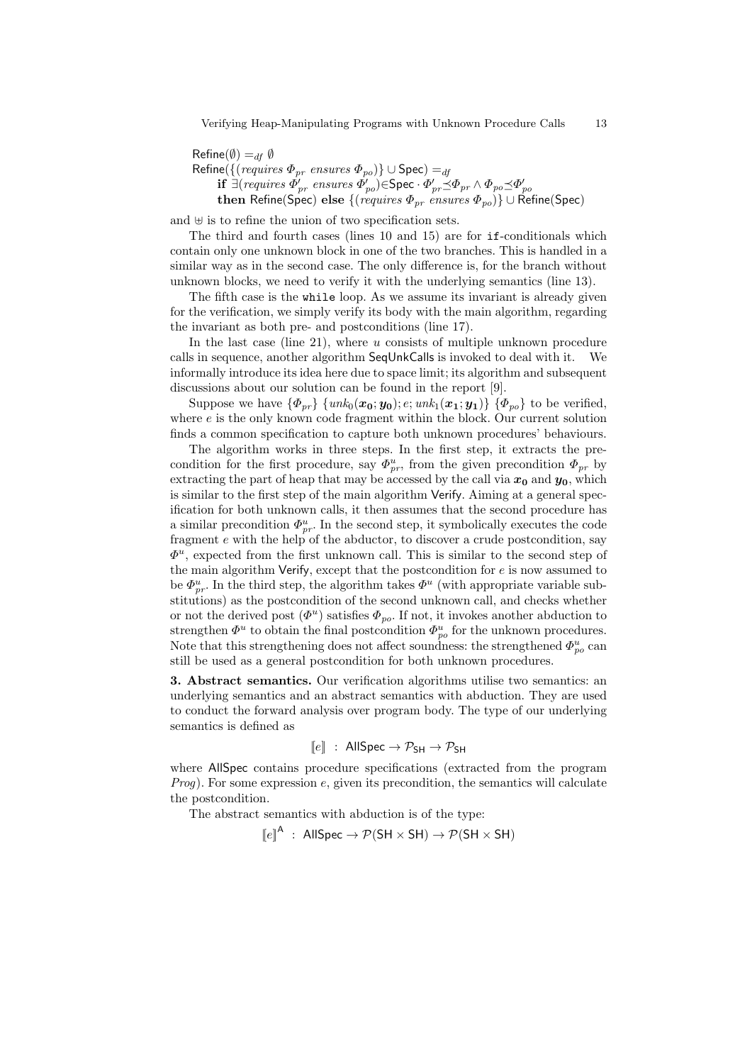$\mathsf{Refine}(\emptyset) =_{df} \emptyset$
$\mathsf{Refine}(\{(requires\ \Phi_{pr}\ ensures\ \Phi_{po})\} \cup \mathsf{Spec}) =_{df}$
$\quad$ **if** $\exists(requires\ \Phi'_{pr}\ ensures\ \Phi'_{po}) {\in} \mathsf{Spec} \cdot \Phi'_{pr} {\preceq} \Phi_{pr} \wedge \Phi_{po} {\preceq} \Phi'_{po}$
$\quad$ **then** $\mathsf{Refine}(\mathsf{Spec})$ **else** $\{(requires\ \Phi_{pr}\ ensures\ \Phi_{po})\} \cup \mathsf{Refine}(\mathsf{Spec})$

and $\uplus$ is to refine the union of two specification sets.

The third and fourth cases (lines 10 and 15) are for `if`-conditionals which contain only one unknown block in one of the two branches. This is handled in a similar way as in the second case. The only difference is, for the branch without unknown blocks, we need to verify it with the underlying semantics (line 13).

The fifth case is the `while` loop. As we assume its invariant is already given for the verification, we simply verify its body with the main algorithm, regarding the invariant as both pre- and postconditions (line 17).

In the last case (line 21), where $u$ consists of multiple unknown procedure calls in sequence, another algorithm SeqUnkCalls is invoked to deal with it. We informally introduce its idea here due to space limit; its algorithm and subsequent discussions about our solution can be found in the report [9].

Suppose we have $\{\Phi_{pr}\}$ $\{unk_0(\boldsymbol{x_0};\boldsymbol{y_0}); e; unk_1(\boldsymbol{x_1};\boldsymbol{y_1})\}$ $\{\Phi_{po}\}$ to be verified, where $e$ is the only known code fragment within the block. Our current solution finds a common specification to capture both unknown procedures' behaviours.

The algorithm works in three steps. In the first step, it extracts the precondition for the first procedure, say $\Phi^u_{pr}$, from the given precondition $\Phi_{pr}$ by extracting the part of heap that may be accessed by the call via $\boldsymbol{x_0}$ and $\boldsymbol{y_0}$, which is similar to the first step of the main algorithm Verify. Aiming at a general specification for both unknown calls, it then assumes that the second procedure has a similar precondition $\Phi^u_{pr}$. In the second step, it symbolically executes the code fragment $e$ with the help of the abductor, to discover a crude postcondition, say $\Phi^u$, expected from the first unknown call. This is similar to the second step of the main algorithm Verify, except that the postcondition for $e$ is now assumed to be $\Phi^u_{pr}$. In the third step, the algorithm takes $\Phi^u$ (with appropriate variable substitutions) as the postcondition of the second unknown call, and checks whether or not the derived post ($\Phi^u$) satisfies $\Phi_{po}$. If not, it invokes another abduction to strengthen $\Phi^u$ to obtain the final postcondition $\Phi^u_{po}$ for the unknown procedures. Note that this strengthening does not affect soundness: the strengthened $\Phi^u_{po}$ can still be used as a general postcondition for both unknown procedures.

**3. Abstract semantics.** Our verification algorithms utilise two semantics: an underlying semantics and an abstract semantics with abduction. They are used to conduct the forward analysis over program body. The type of our underlying semantics is defined as

$$[\![e]\!] \ : \ \mathsf{AllSpec} \rightarrow \mathcal{P}_{\mathsf{SH}} \rightarrow \mathcal{P}_{\mathsf{SH}}$$

where AllSpec contains procedure specifications (extracted from the program *Prog*). For some expression $e$, given its precondition, the semantics will calculate the postcondition.

The abstract semantics with abduction is of the type:

$$[\![e]\!]^{\mathsf{A}} \ : \ \mathsf{AllSpec} \rightarrow \mathcal{P}(\mathsf{SH} \times \mathsf{SH}) \rightarrow \mathcal{P}(\mathsf{SH} \times \mathsf{SH})$$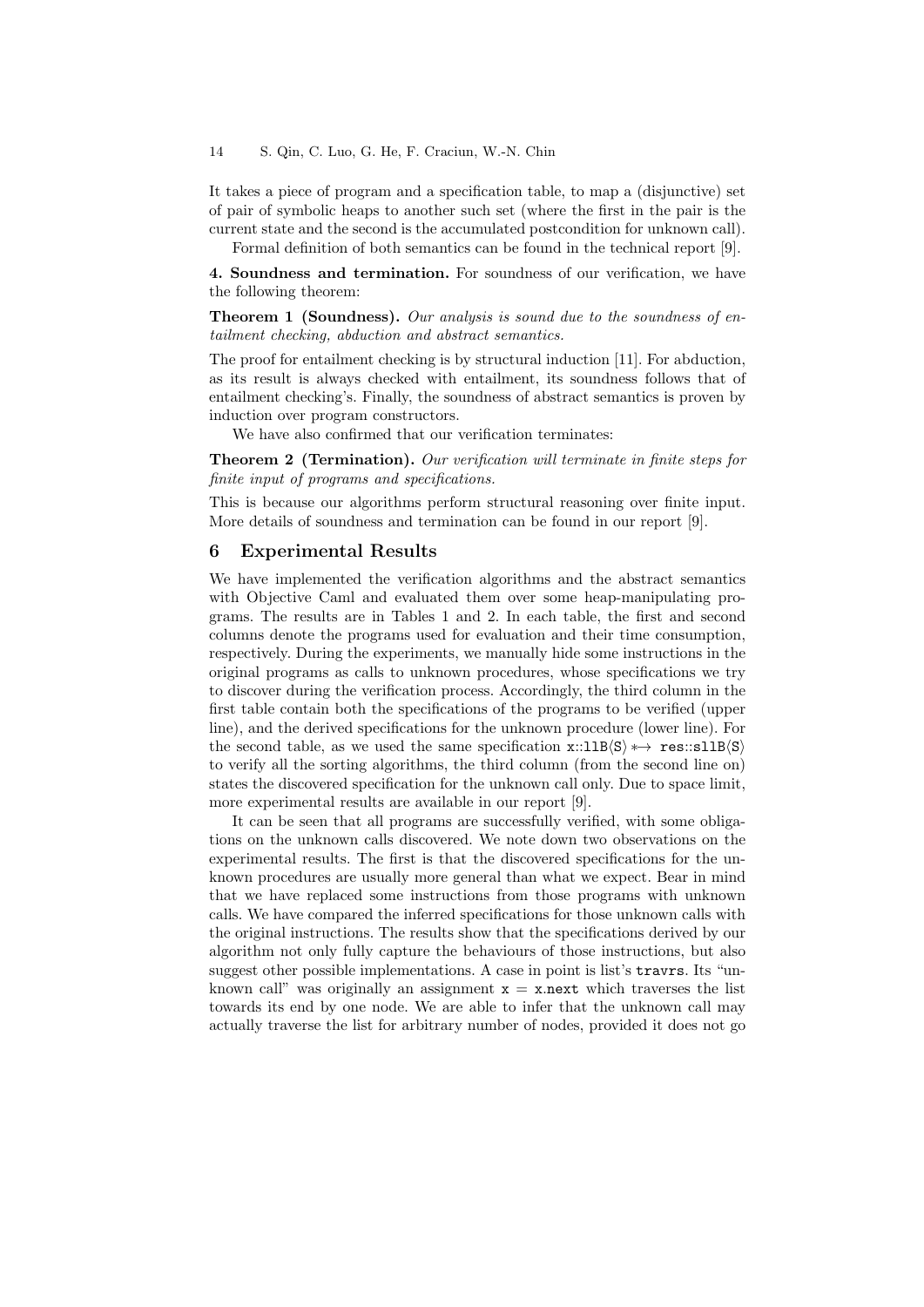It takes a piece of program and a specification table, to map a (disjunctive) set of pair of symbolic heaps to another such set (where the first in the pair is the current state and the second is the accumulated postcondition for unknown call).

Formal definition of both semantics can be found in the technical report [9].

**4. Soundness and termination.** For soundness of our verification, we have the following theorem:

**Theorem 1 (Soundness).** *Our analysis is sound due to the soundness of entailment checking, abduction and abstract semantics.*

The proof for entailment checking is by structural induction [11]. For abduction, as its result is always checked with entailment, its soundness follows that of entailment checking's. Finally, the soundness of abstract semantics is proven by induction over program constructors.

We have also confirmed that our verification terminates:

**Theorem 2 (Termination).** *Our verification will terminate in finite steps for finite input of programs and specifications.*

This is because our algorithms perform structural reasoning over finite input. More details of soundness and termination can be found in our report [9].

## 6 Experimental Results

We have implemented the verification algorithms and the abstract semantics with Objective Caml and evaluated them over some heap-manipulating programs. The results are in Tables 1 and 2. In each table, the first and second columns denote the programs used for evaluation and their time consumption, respectively. During the experiments, we manually hide some instructions in the original programs as calls to unknown procedures, whose specifications we try to discover during the verification process. Accordingly, the third column in the first table contain both the specifications of the programs to be verified (upper line), and the derived specifications for the unknown procedure (lower line). For the second table, as we used the same specification $\mathtt{x}::\mathtt{llB}\langle \mathtt{S}\rangle \ast\!\!\!\rightarrow \mathtt{res}::\mathtt{sllB}\langle \mathtt{S}\rangle$ to verify all the sorting algorithms, the third column (from the second line on) states the discovered specification for the unknown call only. Due to space limit, more experimental results are available in our report [9].

It can be seen that all programs are successfully verified, with some obligations on the unknown calls discovered. We note down two observations on the experimental results. The first is that the discovered specifications for the unknown procedures are usually more general than what we expect. Bear in mind that we have replaced some instructions from those programs with unknown calls. We have compared the inferred specifications for those unknown calls with the original instructions. The results show that the specifications derived by our algorithm not only fully capture the behaviours of those instructions, but also suggest other possible implementations. A case in point is list's `travrs`. Its "unknown call" was originally an assignment `x = x.next` which traverses the list towards its end by one node. We are able to infer that the unknown call may actually traverse the list for arbitrary number of nodes, provided it does not go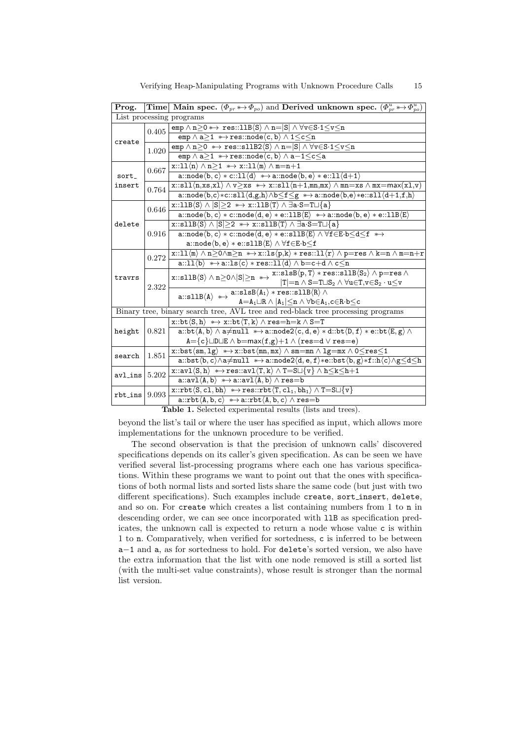| Prog. | Time | Main spec. ($\Phi_{pr} \ast\!\!\!\rightarrow \Phi_{po}$) and Derived unknown spec. ($\Phi^u_{pr} \ast\!\!\!\rightarrow \Phi^u_{po}$) |
|---|---|---|
| List processing programs | | |
| create | 0.405 | $\texttt{emp} \wedge \texttt{n}{\geq}0 \ast\!\!\!\rightarrow \texttt{res::llB}\langle \texttt{S}\rangle \wedge \texttt{n}{=}\lvert\texttt{S}\rvert \wedge \forall \texttt{v}{\in}\texttt{S}\cdot 1{\leq}\texttt{v}{\leq}\texttt{n}$ |
| | | $\texttt{emp} \wedge \texttt{a}{\geq}1 \ast\!\!\!\rightarrow \texttt{res::node}\langle \texttt{c},\texttt{b}\rangle \wedge 1{\leq}\texttt{c}{\leq}\texttt{n}$ |
| | 1.020 | $\texttt{emp} \wedge \texttt{n}{\geq}0 \ast\!\!\!\rightarrow \texttt{res::sllB2}\langle \texttt{S}\rangle \wedge \texttt{n}{=}\lvert\texttt{S}\rvert \wedge \forall \texttt{v}{\in}\texttt{S}\cdot 1{\leq}\texttt{v}{\leq}\texttt{n}$ |
| | | $\texttt{emp} \wedge \texttt{a}{\geq}1 \ast\!\!\!\rightarrow \texttt{res::node}\langle \texttt{c},\texttt{b}\rangle \wedge \texttt{a}{-}1{\leq}\texttt{c}{\leq}\texttt{a}$ |
| sort_insert | 0.667 | $\texttt{x::ll}\langle \texttt{n}\rangle \wedge \texttt{n}{\geq}1 \ast\!\!\!\rightarrow \texttt{x::ll}\langle \texttt{m}\rangle \wedge \texttt{m}{=}\texttt{n}{+}1$ |
| | | $\texttt{a::node}\langle \texttt{b},\texttt{c}\rangle \ast \texttt{c::ll}\langle \texttt{d}\rangle \ast\!\!\!\rightarrow \texttt{a::node}\langle \texttt{b},\texttt{e}\rangle \ast \texttt{e::ll}\langle \texttt{d}{+}1\rangle$ |
| | 0.764 | $\texttt{x::sll}\langle \texttt{n},\texttt{xs},\texttt{xl}\rangle \wedge \texttt{v}{\geq}\texttt{xs} \ast\!\!\!\rightarrow \texttt{x::sll}\langle \texttt{n}{+}1,\texttt{mn},\texttt{mx}\rangle \wedge \texttt{mn}{=}\texttt{xs} \wedge \texttt{mx}{=}\texttt{max}(\texttt{xl},\texttt{v})$ |
| | | $\texttt{a::node}\langle \texttt{b},\texttt{c}\rangle{\ast}\texttt{c::sll}\langle \texttt{d},\texttt{g},\texttt{h}\rangle{\wedge}\texttt{b}{\leq}\texttt{f}{\leq}\texttt{g} \ast\!\!\!\rightarrow \texttt{a::node}\langle \texttt{b},\texttt{e}\rangle{\ast}\texttt{e::sll}\langle \texttt{d}{+}1,\texttt{f},\texttt{h}\rangle$ |
| delete | 0.646 | $\texttt{x::llB}\langle \texttt{S}\rangle \wedge \lvert\texttt{S}\rvert{\geq}2 \ast\!\!\!\rightarrow \texttt{x::llB}\langle \texttt{T}\rangle \wedge \exists \texttt{a}\cdot \texttt{S}{=}\texttt{T}{\sqcup}\{\texttt{a}\}$ |
| | | $\texttt{a::node}\langle \texttt{b},\texttt{c}\rangle \ast \texttt{c::node}\langle \texttt{d},\texttt{e}\rangle \ast \texttt{e::llB}\langle \texttt{E}\rangle \ast\!\!\!\rightarrow \texttt{a::node}\langle \texttt{b},\texttt{e}\rangle \ast \texttt{e::llB}\langle \texttt{E}\rangle$ |
| | 0.916 | $\texttt{x::sllB}\langle \texttt{S}\rangle \wedge \lvert\texttt{S}\rvert{\geq}2 \ast\!\!\!\rightarrow \texttt{x::sllB}\langle \texttt{T}\rangle \wedge \exists \texttt{a}\cdot \texttt{S}{=}\texttt{T}{\sqcup}\{\texttt{a}\}$ |
| | | $\texttt{a::node}\langle \texttt{b},\texttt{c}\rangle \ast \texttt{c::node}\langle \texttt{d},\texttt{e}\rangle \ast \texttt{e::sllB}\langle \texttt{E}\rangle \wedge \forall \texttt{f}{\in}\texttt{E}\cdot \texttt{b}{\leq}\texttt{d}{\leq}\texttt{f} \ast\!\!\!\rightarrow$ $\texttt{a::node}\langle \texttt{b},\texttt{e}\rangle \ast \texttt{e::sllB}\langle \texttt{E}\rangle \wedge \forall \texttt{f}{\in}\texttt{E}\cdot \texttt{b}{\leq}\texttt{f}$ |
| travrs | 0.272 | $\texttt{x::ll}\langle \texttt{m}\rangle \wedge \texttt{n}{\geq}0{\wedge}\texttt{m}{\geq}\texttt{n} \ast\!\!\!\rightarrow \texttt{x::ls}\langle \texttt{p},\texttt{k}\rangle \ast \texttt{res::ll}\langle \texttt{r}\rangle \wedge \texttt{p}{=}\texttt{res} \wedge \texttt{k}{=}\texttt{n} \wedge \texttt{m}{=}\texttt{n}{+}\texttt{r}$ |
| | | $\texttt{a::ll}\langle \texttt{b}\rangle \ast\!\!\!\rightarrow \texttt{a::ls}\langle \texttt{c}\rangle \ast \texttt{res::ll}\langle \texttt{d}\rangle \wedge \texttt{b}{=}\texttt{c}{+}\texttt{d} \wedge \texttt{c}{\leq}\texttt{n}$ |
| | 2.322 | $\texttt{x::sllB}\langle \texttt{S}\rangle \wedge \texttt{n}{\geq}0{\wedge}\lvert\texttt{S}\rvert{\geq}\texttt{n} \ast\!\!\!\rightarrow \texttt{x::slsB}\langle \texttt{p},\texttt{T}\rangle \ast \texttt{res::sllB}\langle \texttt{S}_2\rangle \wedge \texttt{p}{=}\texttt{res} \wedge \lvert\texttt{T}\rvert{=}\texttt{n} \wedge \texttt{S}{=}\texttt{T}{\sqcup}\texttt{S}_2 \wedge \forall \texttt{u}{\in}\texttt{T},\texttt{v}{\in}\texttt{S}_2\cdot \texttt{u}{\leq}\texttt{v}$ |
| | | $\texttt{a::sllB}\langle \texttt{A}\rangle \ast\!\!\!\rightarrow \texttt{a::slsB}\langle \texttt{A}_1\rangle \ast \texttt{res::sllB}\langle \texttt{R}\rangle \wedge \texttt{A}{=}\texttt{A}_1{\sqcup}\texttt{R} \wedge \lvert\texttt{A}_1\rvert{\leq}\texttt{n} \wedge \forall \texttt{b}{\in}\texttt{A}_1,\texttt{c}{\in}\texttt{R}\cdot \texttt{b}{\leq}\texttt{c}$ |
| Binary tree, binary search tree, AVL tree and red-black tree processing programs | | |
| height | 0.821 | $\texttt{x::bt}\langle \texttt{S},\texttt{h}\rangle \ast\!\!\!\rightarrow \texttt{x::bt}\langle \texttt{T},\texttt{k}\rangle \wedge \texttt{res}{=}\texttt{h}{=}\texttt{k} \wedge \texttt{S}{=}\texttt{T}$ |
| | | $\texttt{a::bt}\langle \texttt{A},\texttt{b}\rangle \wedge \texttt{a}{\neq}\texttt{null} \ast\!\!\!\rightarrow \texttt{a::node2}\langle \texttt{c},\texttt{d},\texttt{e}\rangle \ast \texttt{d::bt}\langle \texttt{D},\texttt{f}\rangle \ast \texttt{e::bt}\langle \texttt{E},\texttt{g}\rangle \wedge$ $\texttt{A}{=}\{\texttt{c}\}{\sqcup}\texttt{D}{\sqcup}\texttt{E} \wedge \texttt{b}{=}\texttt{max}(\texttt{f},\texttt{g}){+}1 \wedge (\texttt{res}{=}\texttt{d} \vee \texttt{res}{=}\texttt{e})$ |
| search | 1.851 | $\texttt{x::bst}\langle \texttt{sm},\texttt{lg}\rangle \ast\!\!\!\rightarrow \texttt{x::bst}\langle \texttt{mn},\texttt{mx}\rangle \wedge \texttt{sm}{=}\texttt{mn} \wedge \texttt{lg}{=}\texttt{mx} \wedge 0{\leq}\texttt{res}{\leq}1$ |
| | | $\texttt{a::bst}\langle \texttt{b},\texttt{c}\rangle{\wedge}\texttt{a}{\neq}\texttt{null} \ast\!\!\!\rightarrow \texttt{a::node2}\langle \texttt{d},\texttt{e},\texttt{f}\rangle{\ast}\texttt{e::bst}\langle \texttt{b},\texttt{g}\rangle{\ast}\texttt{f::h}\langle \texttt{c}\rangle{\wedge}\texttt{g}{\leq}\texttt{d}{\leq}\texttt{h}$ |
| avl_ins | 5.202 | $\texttt{x::avl}\langle \texttt{S},\texttt{h}\rangle \ast\!\!\!\rightarrow \texttt{res::avl}\langle \texttt{T},\texttt{k}\rangle \wedge \texttt{T}{=}\texttt{S}{\sqcup}\{\texttt{v}\} \wedge \texttt{h}{\leq}\texttt{k}{\leq}\texttt{h}{+}1$ |
| | | $\texttt{a::avl}\langle \texttt{A},\texttt{b}\rangle \ast\!\!\!\rightarrow \texttt{a::avl}\langle \texttt{A},\texttt{b}\rangle \wedge \texttt{res}{=}\texttt{b}$ |
| rbt_ins | 9.093 | $\texttt{x::rbt}\langle \texttt{S},\texttt{cl},\texttt{bh}\rangle \ast\!\!\!\rightarrow \texttt{res::rbt}\langle \texttt{T},\texttt{cl}_1,\texttt{bh}_1\rangle \wedge \texttt{T}{=}\texttt{S}{\sqcup}\{\texttt{v}\}$ |
| | | $\texttt{a::rbt}\langle \texttt{A},\texttt{b},\texttt{c}\rangle \ast\!\!\!\rightarrow \texttt{a::rbt}\langle \texttt{A},\texttt{b},\texttt{c}\rangle \wedge \texttt{res}{=}\texttt{b}$ |

**Table 1.** Selected experimental results (lists and trees).

beyond the list's tail or where the user has specified as input, which allows more implementations for the unknown procedure to be verified.

The second observation is that the precision of unknown calls' discovered specifications depends on its caller's given specification. As can be seen we have verified several list-processing programs where each one has various specifications. Within these programs we want to point out that the ones with specifications of both normal lists and sorted lists share the same code (but just with two different specifications). Such examples include `create`, `sort_insert`, `delete`, and so on. For `create` which creates a list containing numbers from 1 to `n` in descending order, we can see once incorporated with `llB` as specification predicates, the unknown call is expected to return a node whose value `c` is within 1 to `n`. Comparatively, when verified for sortedness, `c` is inferred to be between `a`−1 and `a`, as for sortedness to hold. For `delete`'s sorted version, we also have the extra information that the list with one node removed is still a sorted list (with the multi-set value constraints), whose result is stronger than the normal list version.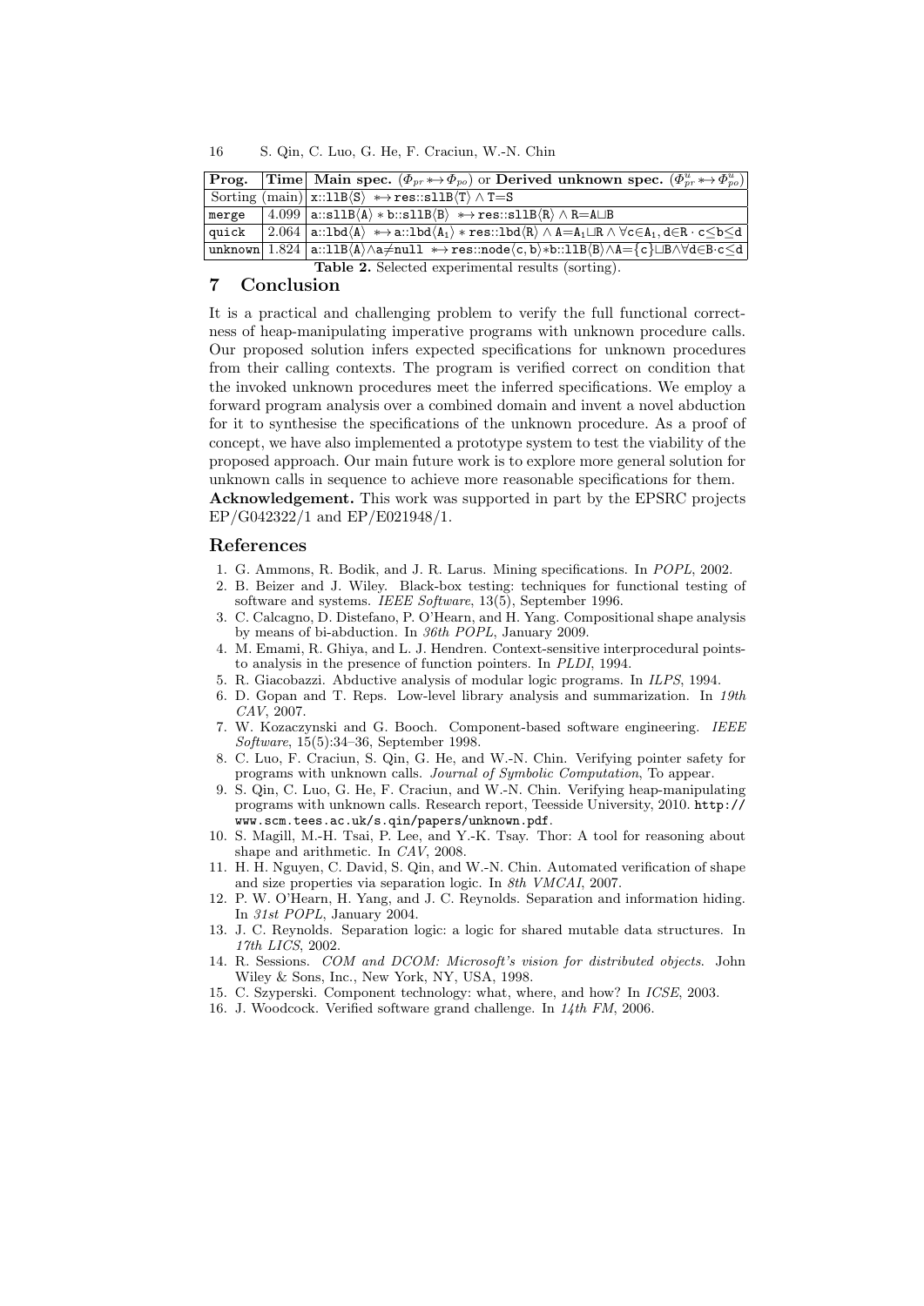| **Prog.** | **Time** | **Main spec.** ($\Phi_{pr} \ast\!\!\!\to \Phi_{po}$) or **Derived unknown spec.** ($\Phi^u_{pr} \ast\!\!\!\to \Phi^u_{po}$) |
|---|---|---|
| Sorting (main) | | $\texttt{x::llB}\langle\texttt{S}\rangle \ast\!\!\!\to \texttt{res::sllB}\langle\texttt{T}\rangle \wedge \texttt{T=S}$ |
| merge | 4.099 | $\texttt{a::sllB}\langle\texttt{A}\rangle * \texttt{b::sllB}\langle\texttt{B}\rangle \ast\!\!\!\to \texttt{res::sllB}\langle\texttt{R}\rangle \wedge \texttt{R=A}\sqcup\texttt{B}$ |
| quick | 2.064 | $\texttt{a::lbd}\langle\texttt{A}\rangle \ast\!\!\!\to \texttt{a::lbd}\langle\texttt{A}_1\rangle * \texttt{res::lbd}\langle\texttt{R}\rangle \wedge \texttt{A=A}_1\sqcup\texttt{R} \wedge \forall\texttt{c}\in\texttt{A}_1, \texttt{d}\in\texttt{R}\cdot\texttt{c}\leq\texttt{b}\leq\texttt{d}$ |
| unknown | 1.824 | $\texttt{a::llB}\langle\texttt{A}\rangle\wedge\texttt{a}\neq\texttt{null} \ast\!\!\!\to \texttt{res::node}\langle\texttt{c,b}\rangle*\texttt{b::llB}\langle\texttt{B}\rangle\wedge\texttt{A=}\{\texttt{c}\}\sqcup\texttt{B}\wedge\forall\texttt{d}\in\texttt{B}\cdot\texttt{c}\leq\texttt{d}$ |

**Table 2.** Selected experimental results (sorting).

## 7 Conclusion

It is a practical and challenging problem to verify the full functional correctness of heap-manipulating imperative programs with unknown procedure calls. Our proposed solution infers expected specifications for unknown procedures from their calling contexts. The program is verified correct on condition that the invoked unknown procedures meet the inferred specifications. We employ a forward program analysis over a combined domain and invent a novel abduction for it to synthesise the specifications of the unknown procedure. As a proof of concept, we have also implemented a prototype system to test the viability of the proposed approach. Our main future work is to explore more general solution for unknown calls in sequence to achieve more reasonable specifications for them.

**Acknowledgement.** This work was supported in part by the EPSRC projects EP/G042322/1 and EP/E021948/1.

## References

1. G. Ammons, R. Bodik, and J. R. Larus. Mining specifications. In *POPL*, 2002.
2. B. Beizer and J. Wiley. Black-box testing: techniques for functional testing of software and systems. *IEEE Software*, 13(5), September 1996.
3. C. Calcagno, D. Distefano, P. O'Hearn, and H. Yang. Compositional shape analysis by means of bi-abduction. In *36th POPL*, January 2009.
4. M. Emami, R. Ghiya, and L. J. Hendren. Context-sensitive interprocedural points-to analysis in the presence of function pointers. In *PLDI*, 1994.
5. R. Giacobazzi. Abductive analysis of modular logic programs. In *ILPS*, 1994.
6. D. Gopan and T. Reps. Low-level library analysis and summarization. In *19th CAV*, 2007.
7. W. Kozaczynski and G. Booch. Component-based software engineering. *IEEE Software*, 15(5):34–36, September 1998.
8. C. Luo, F. Craciun, S. Qin, G. He, and W.-N. Chin. Verifying pointer safety for programs with unknown calls. *Journal of Symbolic Computation*, To appear.
9. S. Qin, C. Luo, G. He, F. Craciun, and W.-N. Chin. Verifying heap-manipulating programs with unknown calls. Research report, Teesside University, 2010. `http://www.scm.tees.ac.uk/s.qin/papers/unknown.pdf`.
10. S. Magill, M.-H. Tsai, P. Lee, and Y.-K. Tsay. Thor: A tool for reasoning about shape and arithmetic. In *CAV*, 2008.
11. H. H. Nguyen, C. David, S. Qin, and W.-N. Chin. Automated verification of shape and size properties via separation logic. In *8th VMCAI*, 2007.
12. P. W. O'Hearn, H. Yang, and J. C. Reynolds. Separation and information hiding. In *31st POPL*, January 2004.
13. J. C. Reynolds. Separation logic: a logic for shared mutable data structures. In *17th LICS*, 2002.
14. R. Sessions. *COM and DCOM: Microsoft's vision for distributed objects*. John Wiley & Sons, Inc., New York, NY, USA, 1998.
15. C. Szyperski. Component technology: what, where, and how? In *ICSE*, 2003.
16. J. Woodcock. Verified software grand challenge. In *14th FM*, 2006.